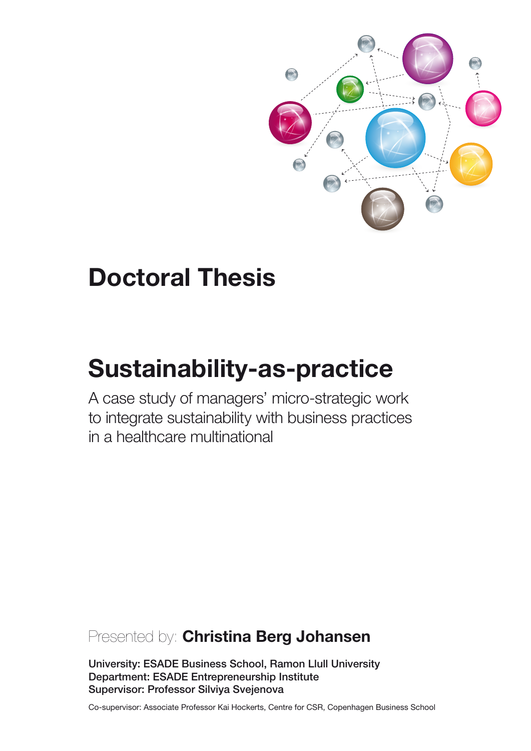# Doctoral Thesis

# Sustainability-as-practice

A case study of managers' micro-strategic work to integrate sustainability with business practices in a healthcare multinational

Presented by: **Christina Berg Johansen**

**University: ESADE Business School, Ramon Llull University**
**Department: ESADE Entrepreneurship Institute**
**Supervisor: Professor Silviya Svejenova**

Co-supervisor: Associate Professor Kai Hockerts, Centre for CSR, Copenhagen Business School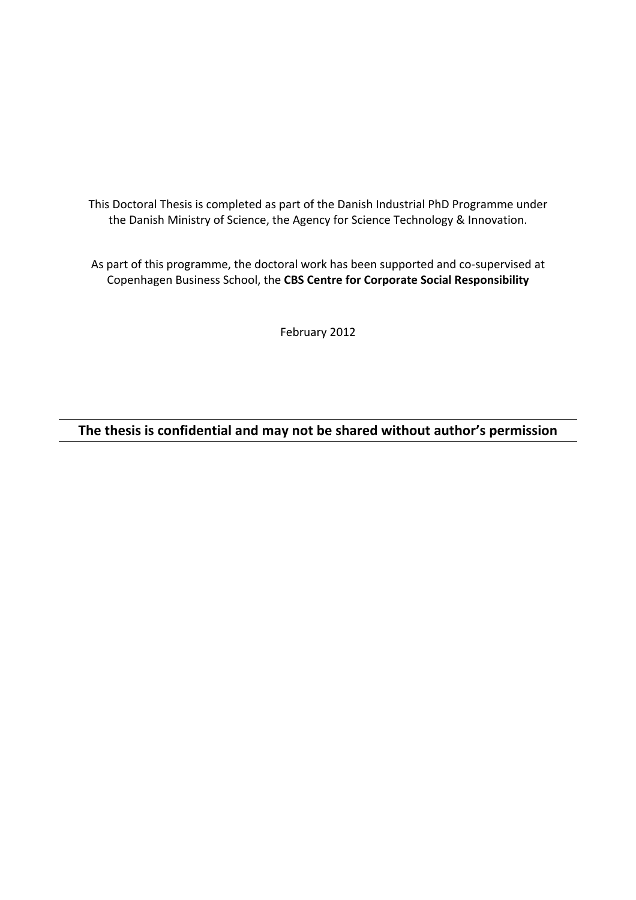This Doctoral Thesis is completed as part of the Danish Industrial PhD Programme under the Danish Ministry of Science, the Agency for Science Technology & Innovation.

As part of this programme, the doctoral work has been supported and co-supervised at Copenhagen Business School, the **CBS Centre for Corporate Social Responsibility**

February 2012

---

**The thesis is confidential and may not be shared without author's permission**

---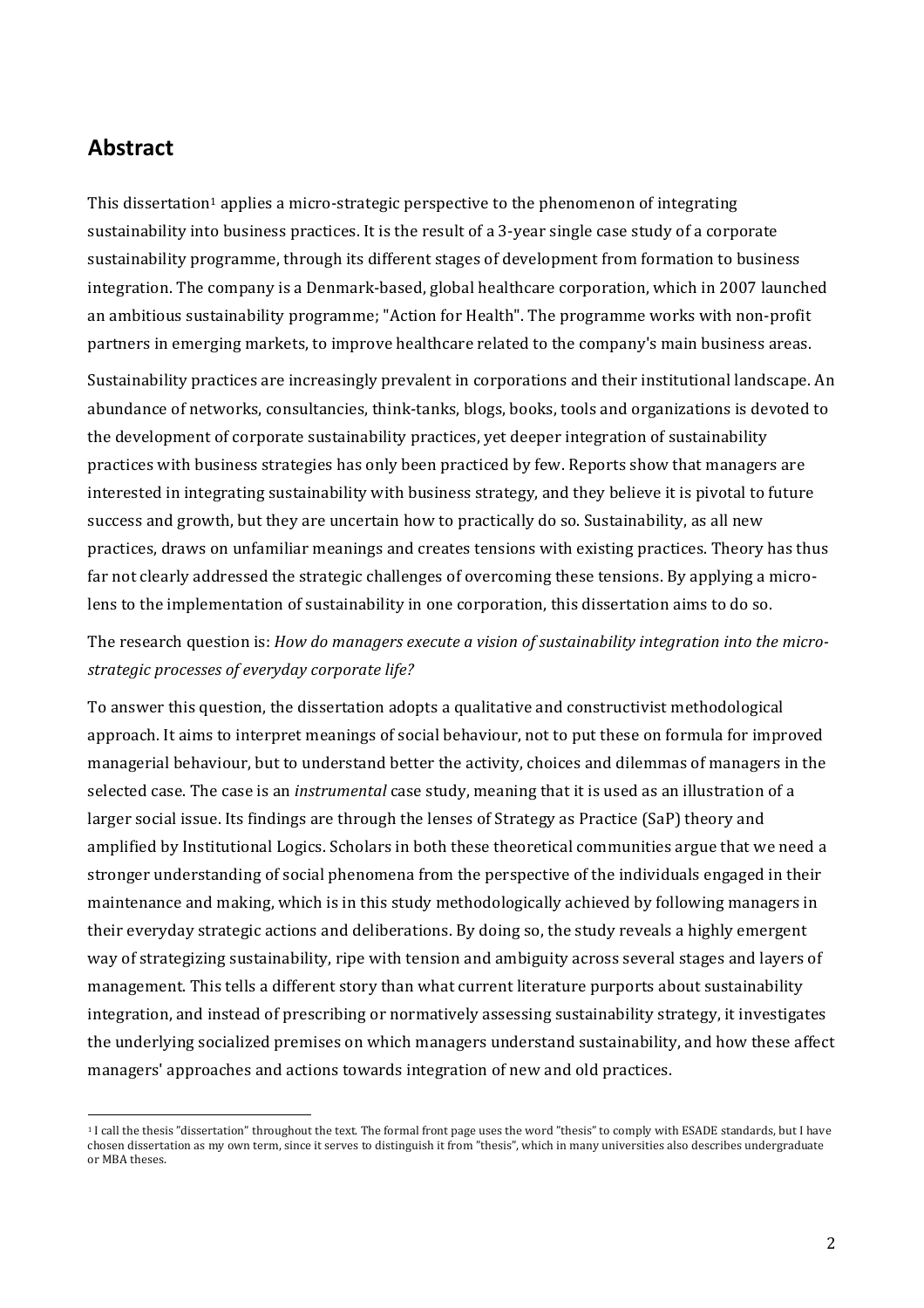## Abstract

This dissertation[1] applies a micro-strategic perspective to the phenomenon of integrating sustainability into business practices. It is the result of a 3-year single case study of a corporate sustainability programme, through its different stages of development from formation to business integration. The company is a Denmark-based, global healthcare corporation, which in 2007 launched an ambitious sustainability programme; "Action for Health". The programme works with non-profit partners in emerging markets, to improve healthcare related to the company's main business areas.

Sustainability practices are increasingly prevalent in corporations and their institutional landscape. An abundance of networks, consultancies, think-tanks, blogs, books, tools and organizations is devoted to the development of corporate sustainability practices, yet deeper integration of sustainability practices with business strategies has only been practiced by few. Reports show that managers are interested in integrating sustainability with business strategy, and they believe it is pivotal to future success and growth, but they are uncertain how to practically do so. Sustainability, as all new practices, draws on unfamiliar meanings and creates tensions with existing practices. Theory has thus far not clearly addressed the strategic challenges of overcoming these tensions. By applying a micro-lens to the implementation of sustainability in one corporation, this dissertation aims to do so.

The research question is: *How do managers execute a vision of sustainability integration into the micro-strategic processes of everyday corporate life?*

To answer this question, the dissertation adopts a qualitative and constructivist methodological approach. It aims to interpret meanings of social behaviour, not to put these on formula for improved managerial behaviour, but to understand better the activity, choices and dilemmas of managers in the selected case. The case is an *instrumental* case study, meaning that it is used as an illustration of a larger social issue. Its findings are through the lenses of Strategy as Practice (SaP) theory and amplified by Institutional Logics. Scholars in both these theoretical communities argue that we need a stronger understanding of social phenomena from the perspective of the individuals engaged in their maintenance and making, which is in this study methodologically achieved by following managers in their everyday strategic actions and deliberations. By doing so, the study reveals a highly emergent way of strategizing sustainability, ripe with tension and ambiguity across several stages and layers of management. This tells a different story than what current literature purports about sustainability integration, and instead of prescribing or normatively assessing sustainability strategy, it investigates the underlying socialized premises on which managers understand sustainability, and how these affect managers' approaches and actions towards integration of new and old practices.

[1] I call the thesis "dissertation" throughout the text. The formal front page uses the word "thesis" to comply with ESADE standards, but I have chosen dissertation as my own term, since it serves to distinguish it from "thesis", which in many universities also describes undergraduate or MBA theses.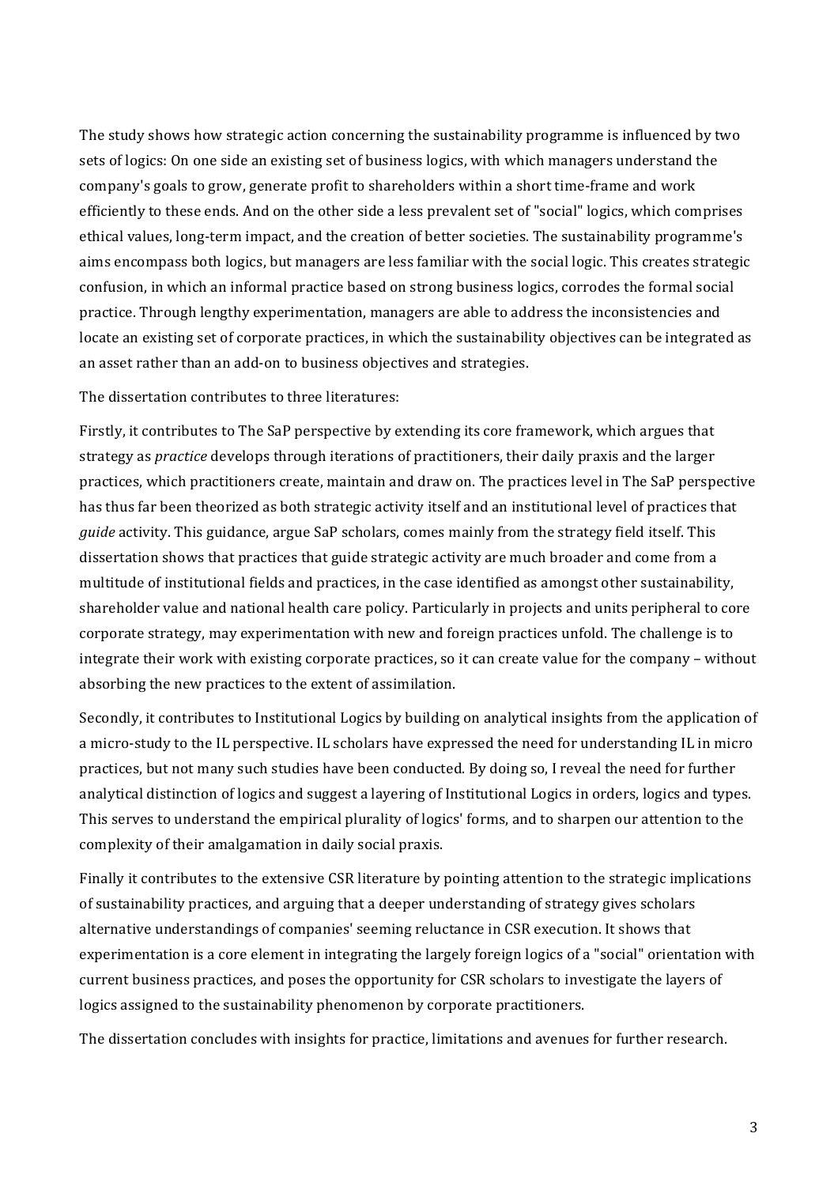The study shows how strategic action concerning the sustainability programme is influenced by two sets of logics: On one side an existing set of business logics, with which managers understand the company's goals to grow, generate profit to shareholders within a short time-frame and work efficiently to these ends. And on the other side a less prevalent set of "social" logics, which comprises ethical values, long-term impact, and the creation of better societies. The sustainability programme's aims encompass both logics, but managers are less familiar with the social logic. This creates strategic confusion, in which an informal practice based on strong business logics, corrodes the formal social practice. Through lengthy experimentation, managers are able to address the inconsistencies and locate an existing set of corporate practices, in which the sustainability objectives can be integrated as an asset rather than an add-on to business objectives and strategies.

The dissertation contributes to three literatures:

Firstly, it contributes to The SaP perspective by extending its core framework, which argues that strategy as *practice* develops through iterations of practitioners, their daily praxis and the larger practices, which practitioners create, maintain and draw on. The practices level in The SaP perspective has thus far been theorized as both strategic activity itself and an institutional level of practices that *guide* activity. This guidance, argue SaP scholars, comes mainly from the strategy field itself. This dissertation shows that practices that guide strategic activity are much broader and come from a multitude of institutional fields and practices, in the case identified as amongst other sustainability, shareholder value and national health care policy. Particularly in projects and units peripheral to core corporate strategy, may experimentation with new and foreign practices unfold. The challenge is to integrate their work with existing corporate practices, so it can create value for the company – without absorbing the new practices to the extent of assimilation.

Secondly, it contributes to Institutional Logics by building on analytical insights from the application of a micro-study to the IL perspective. IL scholars have expressed the need for understanding IL in micro practices, but not many such studies have been conducted. By doing so, I reveal the need for further analytical distinction of logics and suggest a layering of Institutional Logics in orders, logics and types. This serves to understand the empirical plurality of logics' forms, and to sharpen our attention to the complexity of their amalgamation in daily social praxis.

Finally it contributes to the extensive CSR literature by pointing attention to the strategic implications of sustainability practices, and arguing that a deeper understanding of strategy gives scholars alternative understandings of companies' seeming reluctance in CSR execution. It shows that experimentation is a core element in integrating the largely foreign logics of a "social" orientation with current business practices, and poses the opportunity for CSR scholars to investigate the layers of logics assigned to the sustainability phenomenon by corporate practitioners.

The dissertation concludes with insights for practice, limitations and avenues for further research.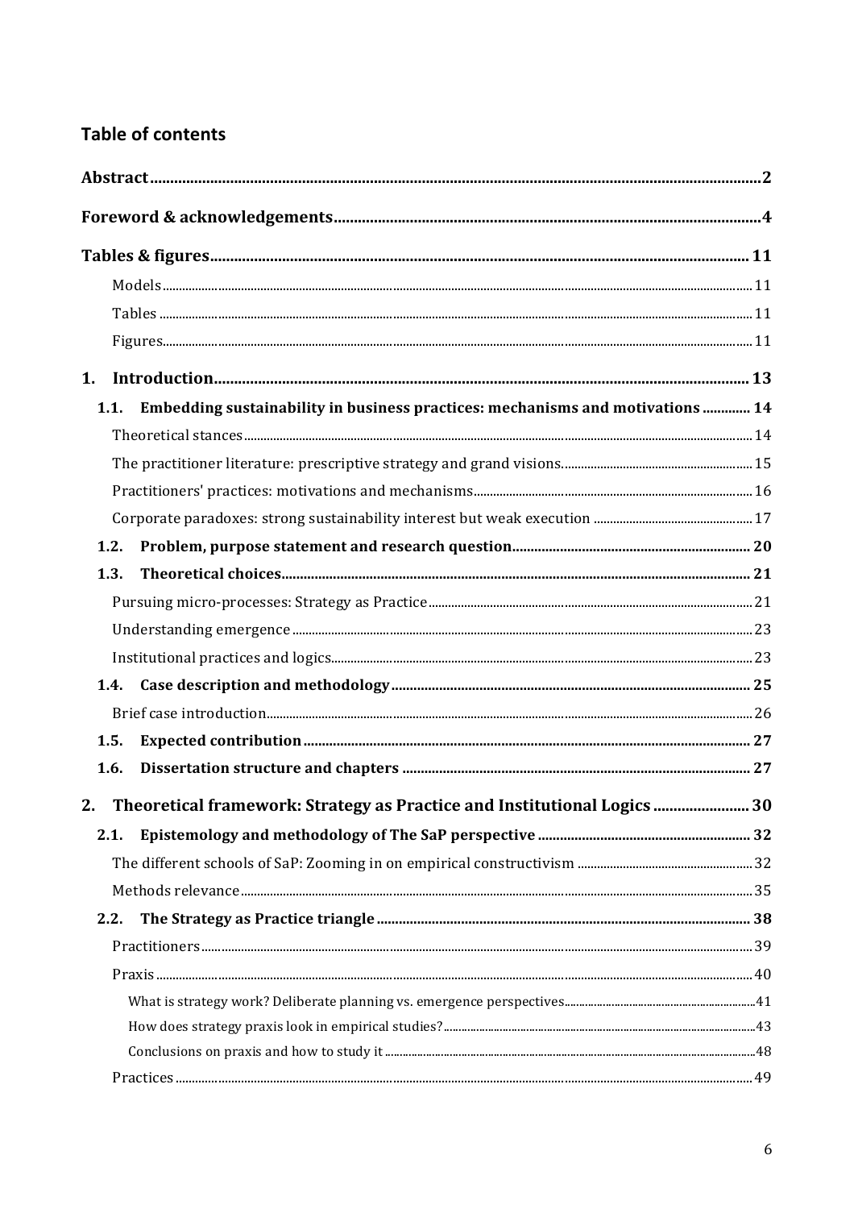## Table of contents

**Abstract** 2

**Foreword & acknowledgements** 4

**Tables & figures** 11

- Models 11
- Tables 11
- Figures 11

**1. Introduction** 13

- **1.1. Embedding sustainability in business practices: mechanisms and motivations** 14
  - Theoretical stances 14
  - The practitioner literature: prescriptive strategy and grand visions 15
  - Practitioners' practices: motivations and mechanisms 16
  - Corporate paradoxes: strong sustainability interest but weak execution 17
- **1.2. Problem, purpose statement and research question** 20
- **1.3. Theoretical choices** 21
  - Pursuing micro-processes: Strategy as Practice 21
  - Understanding emergence 23
  - Institutional practices and logics 23
- **1.4. Case description and methodology** 25
  - Brief case introduction 26
- **1.5. Expected contribution** 27
- **1.6. Dissertation structure and chapters** 27

**2. Theoretical framework: Strategy as Practice and Institutional Logics** 30

- **2.1. Epistemology and methodology of The SaP perspective** 32
  - The different schools of SaP: Zooming in on empirical constructivism 32
  - Methods relevance 35
- **2.2. The Strategy as Practice triangle** 38
  - Practitioners 39
  - Praxis 40
    - What is strategy work? Deliberate planning vs. emergence perspectives 41
    - How does strategy praxis look in empirical studies? 43
    - Conclusions on praxis and how to study it 48
  - Practices 49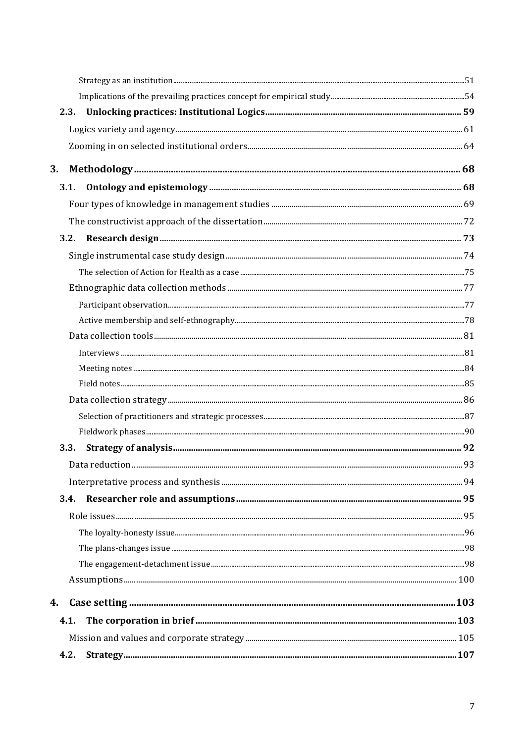Strategy as an institution ..... 51

Implications of the prevailing practices concept for empirical study ..... 54

**2.3. Unlocking practices: Institutional Logics ..... 59**

Logics variety and agency ..... 61

Zooming in on selected institutional orders ..... 64

**3. Methodology ..... 68**

**3.1. Ontology and epistemology ..... 68**

Four types of knowledge in management studies ..... 69

The constructivist approach of the dissertation ..... 72

**3.2. Research design ..... 73**

Single instrumental case study design ..... 74

The selection of Action for Health as a case ..... 75

Ethnographic data collection methods ..... 77

Participant observation ..... 77

Active membership and self-ethnography ..... 78

Data collection tools ..... 81

Interviews ..... 81

Meeting notes ..... 84

Field notes ..... 85

Data collection strategy ..... 86

Selection of practitioners and strategic processes ..... 87

Fieldwork phases ..... 90

**3.3. Strategy of analysis ..... 92**

Data reduction ..... 93

Interpretative process and synthesis ..... 94

**3.4. Researcher role and assumptions ..... 95**

Role issues ..... 95

The loyalty-honesty issue ..... 96

The plans-changes issue ..... 98

The engagement-detachment issue ..... 98

Assumptions ..... 100

**4. Case setting ..... 103**

**4.1. The corporation in brief ..... 103**

Mission and values and corporate strategy ..... 105

**4.2. Strategy ..... 107**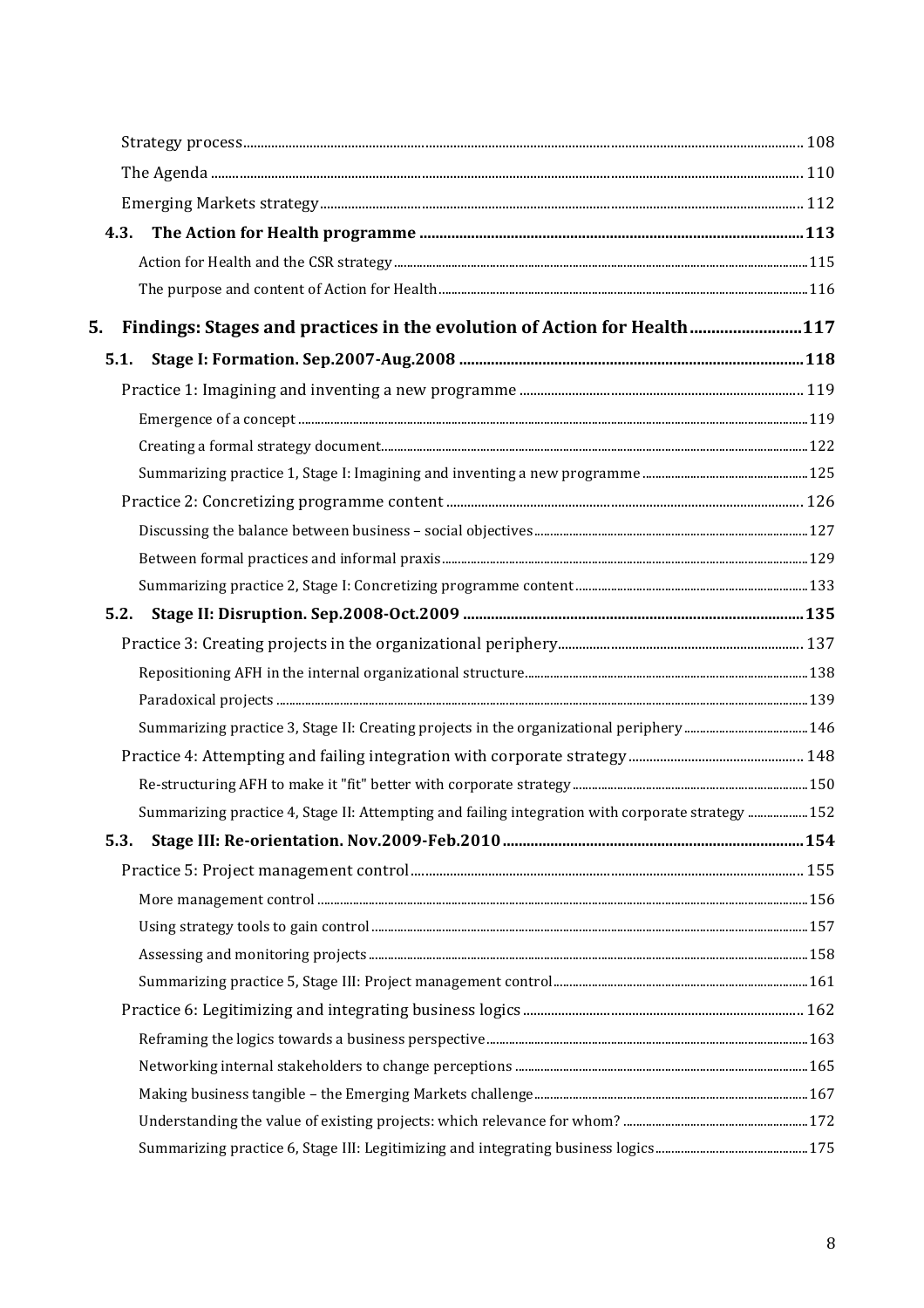Strategy process ........................................................................................................ 108

The Agenda ........................................................................................................ 110

Emerging Markets strategy ........................................................................................................ 112

**4.3. The Action for Health programme ........................................................................................................ 113**

Action for Health and the CSR strategy ........................................................................................................ 115

The purpose and content of Action for Health ........................................................................................................ 116

**5. Findings: Stages and practices in the evolution of Action for Health ........................................................................................................ 117**

**5.1. Stage I: Formation. Sep.2007-Aug.2008 ........................................................................................................ 118**

Practice 1: Imagining and inventing a new programme ........................................................................................................ 119

Emergence of a concept ........................................................................................................ 119

Creating a formal strategy document ........................................................................................................ 122

Summarizing practice 1, Stage I: Imagining and inventing a new programme ........................................................................................................ 125

Practice 2: Concretizing programme content ........................................................................................................ 126

Discussing the balance between business – social objectives ........................................................................................................ 127

Between formal practices and informal praxis ........................................................................................................ 129

Summarizing practice 2, Stage I: Concretizing programme content ........................................................................................................ 133

**5.2. Stage II: Disruption. Sep.2008-Oct.2009 ........................................................................................................ 135**

Practice 3: Creating projects in the organizational periphery ........................................................................................................ 137

Repositioning AFH in the internal organizational structure ........................................................................................................ 138

Paradoxical projects ........................................................................................................ 139

Summarizing practice 3, Stage II: Creating projects in the organizational periphery ........................................................................................................ 146

Practice 4: Attempting and failing integration with corporate strategy ........................................................................................................ 148

Re-structuring AFH to make it "fit" better with corporate strategy ........................................................................................................ 150

Summarizing practice 4, Stage II: Attempting and failing integration with corporate strategy ........................................................................................................ 152

**5.3. Stage III: Re-orientation. Nov.2009-Feb.2010 ........................................................................................................ 154**

Practice 5: Project management control ........................................................................................................ 155

More management control ........................................................................................................ 156

Using strategy tools to gain control ........................................................................................................ 157

Assessing and monitoring projects ........................................................................................................ 158

Summarizing practice 5, Stage III: Project management control ........................................................................................................ 161

Practice 6: Legitimizing and integrating business logics ........................................................................................................ 162

Reframing the logics towards a business perspective ........................................................................................................ 163

Networking internal stakeholders to change perceptions ........................................................................................................ 165

Making business tangible – the Emerging Markets challenge ........................................................................................................ 167

Understanding the value of existing projects: which relevance for whom? ........................................................................................................ 172

Summarizing practice 6, Stage III: Legitimizing and integrating business logics ........................................................................................................ 175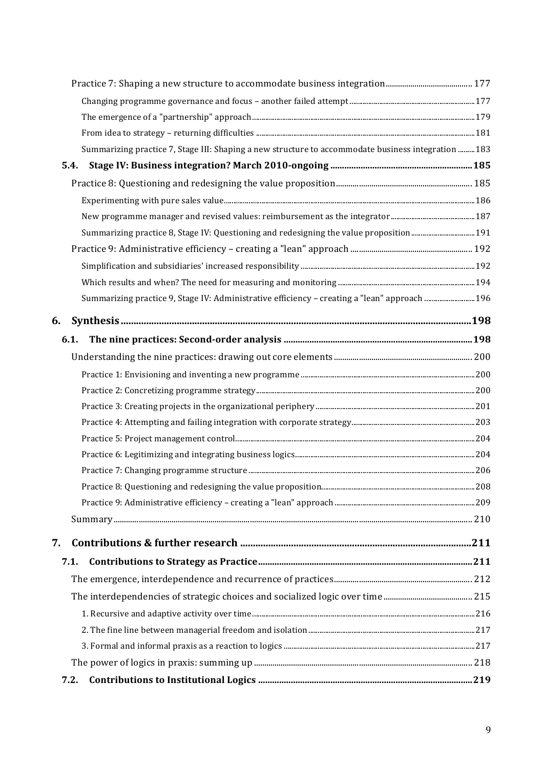Practice 7: Shaping a new structure to accommodate business integration .......... 177

Changing programme governance and focus – another failed attempt .......... 177

The emergence of a "partnership" approach .......... 179

From idea to strategy – returning difficulties .......... 181

Summarizing practice 7, Stage III: Shaping a new structure to accommodate business integration .......... 183

**5.4. Stage IV: Business integration? March 2010-ongoing .......... 185**

Practice 8: Questioning and redesigning the value proposition .......... 185

Experimenting with pure sales value .......... 186

New programme manager and revised values: reimbursement as the integrator .......... 187

Summarizing practice 8, Stage IV: Questioning and redesigning the value proposition .......... 191

Practice 9: Administrative efficiency – creating a "lean" approach .......... 192

Simplification and subsidiaries' increased responsibility .......... 192

Which results and when? The need for measuring and monitoring .......... 194

Summarizing practice 9, Stage IV: Administrative efficiency – creating a "lean" approach .......... 196

**6. Synthesis .......... 198**

**6.1. The nine practices: Second-order analysis .......... 198**

Understanding the nine practices: drawing out core elements .......... 200

Practice 1: Envisioning and inventing a new programme .......... 200

Practice 2: Concretizing programme strategy .......... 200

Practice 3: Creating projects in the organizational periphery .......... 201

Practice 4: Attempting and failing integration with corporate strategy .......... 203

Practice 5: Project management control .......... 204

Practice 6: Legitimizing and integrating business logics .......... 204

Practice 7: Changing programme structure .......... 206

Practice 8: Questioning and redesigning the value proposition .......... 208

Practice 9: Administrative efficiency – creating a "lean" approach .......... 209

Summary .......... 210

**7. Contributions & further research .......... 211**

**7.1. Contributions to Strategy as Practice .......... 211**

The emergence, interdependence and recurrence of practices .......... 212

The interdependencies of strategic choices and socialized logic over time .......... 215

1. Recursive and adaptive activity over time .......... 216

2. The fine line between managerial freedom and isolation .......... 217

3. Formal and informal praxis as a reaction to logics .......... 217

The power of logics in praxis: summing up .......... 218

**7.2. Contributions to Institutional Logics .......... 219**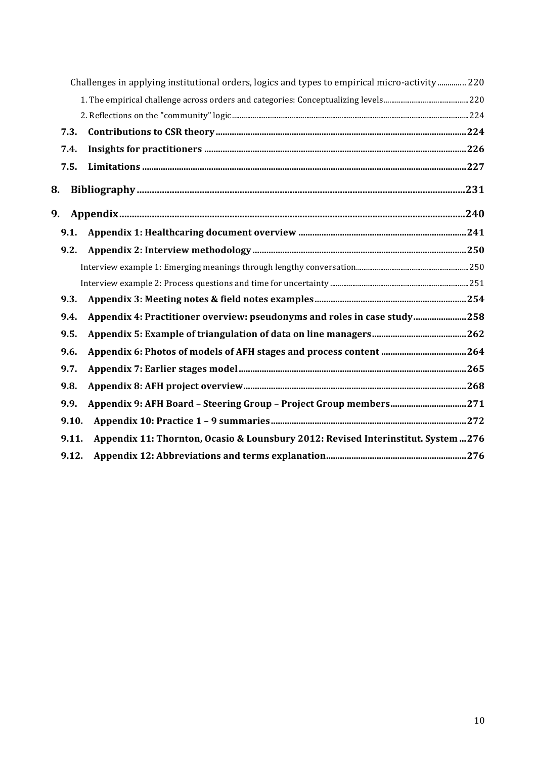Challenges in applying institutional orders, logics and types to empirical micro-activity .............. 220

1. The empirical challenge across orders and categories: Conceptualizing levels .............................................. 220

2. Reflections on the "community" logic ........................................................................................................................ 224

**7.3. Contributions to CSR theory ............................................................................................................ 224**

**7.4. Insights for practitioners ................................................................................................................ 226**

**7.5. Limitations ........................................................................................................................................... 227**

**8. Bibliography ......................................................................................................................................... 231**

**9. Appendix ............................................................................................................................................... 240**

**9.1. Appendix 1: Healthcaring document overview ........................................................................ 241**

**9.2. Appendix 2: Interview methodology ............................................................................................ 250**

Interview example 1: Emerging meanings through lengthy conversation ............................................................ 250

Interview example 2: Process questions and time for uncertainty ........................................................................ 251

**9.3. Appendix 3: Meeting notes & field notes examples ................................................................. 254**

**9.4. Appendix 4: Practitioner overview: pseudonyms and roles in case study ....................... 258**

**9.5. Appendix 5: Example of triangulation of data on line managers ........................................ 262**

**9.6. Appendix 6: Photos of models of AFH stages and process content .................................... 264**

**9.7. Appendix 7: Earlier stages model ................................................................................................. 265**

**9.8. Appendix 8: AFH project overview ............................................................................................... 268**

**9.9. Appendix 9: AFH Board – Steering Group – Project Group members ................................ 271**

**9.10. Appendix 10: Practice 1 – 9 summaries ..................................................................................... 272**

**9.11. Appendix 11: Thornton, Ocasio & Lounsbury 2012: Revised Interinstitut. System ... 276**

**9.12. Appendix 12: Abbreviations and terms explanation ............................................................. 276**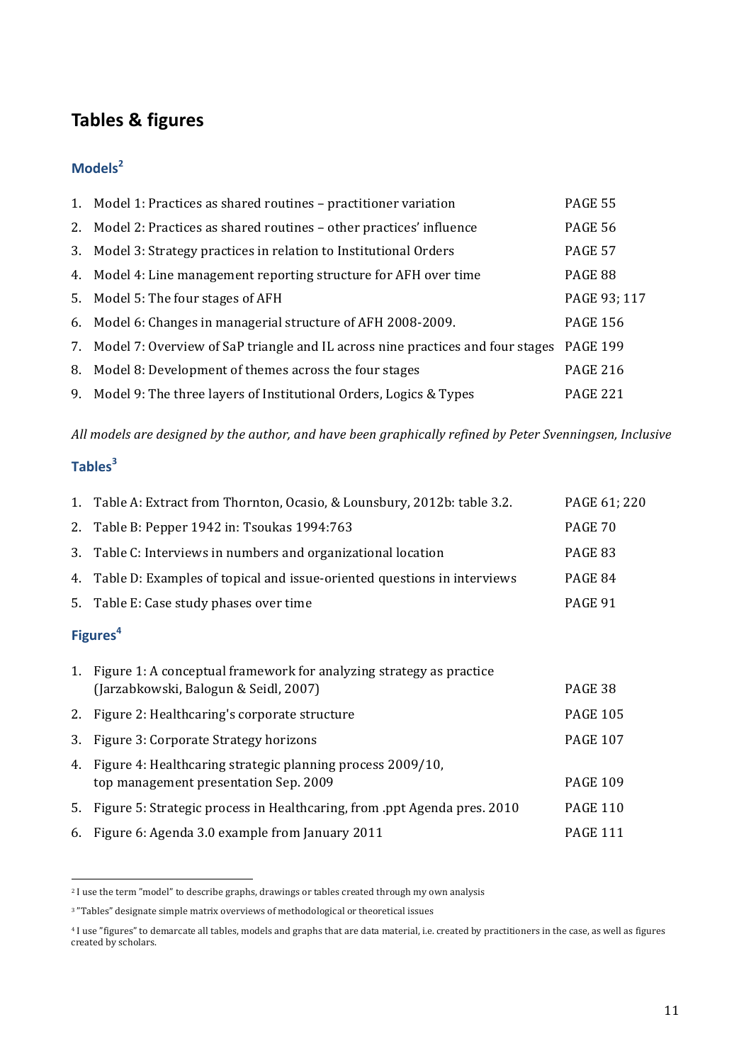## Tables & figures

### Models[2]

| | | |
|---|---|---|
| 1. | Model 1: Practices as shared routines – practitioner variation | PAGE 55 |
| 2. | Model 2: Practices as shared routines – other practices' influence | PAGE 56 |
| 3. | Model 3: Strategy practices in relation to Institutional Orders | PAGE 57 |
| 4. | Model 4: Line management reporting structure for AFH over time | PAGE 88 |
| 5. | Model 5: The four stages of AFH | PAGE 93; 117 |
| 6. | Model 6: Changes in managerial structure of AFH 2008-2009. | PAGE 156 |
| 7. | Model 7: Overview of SaP triangle and IL across nine practices and four stages | PAGE 199 |
| 8. | Model 8: Development of themes across the four stages | PAGE 216 |
| 9. | Model 9: The three layers of Institutional Orders, Logics & Types | PAGE 221 |

*All models are designed by the author, and have been graphically refined by Peter Svenningsen, Inclusive*

### Tables[3]

| | | |
|---|---|---|
| 1. | Table A: Extract from Thornton, Ocasio, & Lounsbury, 2012b: table 3.2. | PAGE 61; 220 |
| 2. | Table B: Pepper 1942 in: Tsoukas 1994:763 | PAGE 70 |
| 3. | Table C: Interviews in numbers and organizational location | PAGE 83 |
| 4. | Table D: Examples of topical and issue-oriented questions in interviews | PAGE 84 |
| 5. | Table E: Case study phases over time | PAGE 91 |

### Figures[4]

| | | |
|---|---|---|
| 1. | Figure 1: A conceptual framework for analyzing strategy as practice (Jarzabkowski, Balogun & Seidl, 2007) | PAGE 38 |
| 2. | Figure 2: Healthcaring's corporate structure | PAGE 105 |
| 3. | Figure 3: Corporate Strategy horizons | PAGE 107 |
| 4. | Figure 4: Healthcaring strategic planning process 2009/10, top management presentation Sep. 2009 | PAGE 109 |
| 5. | Figure 5: Strategic process in Healthcaring, from .ppt Agenda pres. 2010 | PAGE 110 |
| 6. | Figure 6: Agenda 3.0 example from January 2011 | PAGE 111 |

---

[2] I use the term "model" to describe graphs, drawings or tables created through my own analysis

[3] "Tables" designate simple matrix overviews of methodological or theoretical issues

[4] I use "figures" to demarcate all tables, models and graphs that are data material, i.e. created by practitioners in the case, as well as figures created by scholars.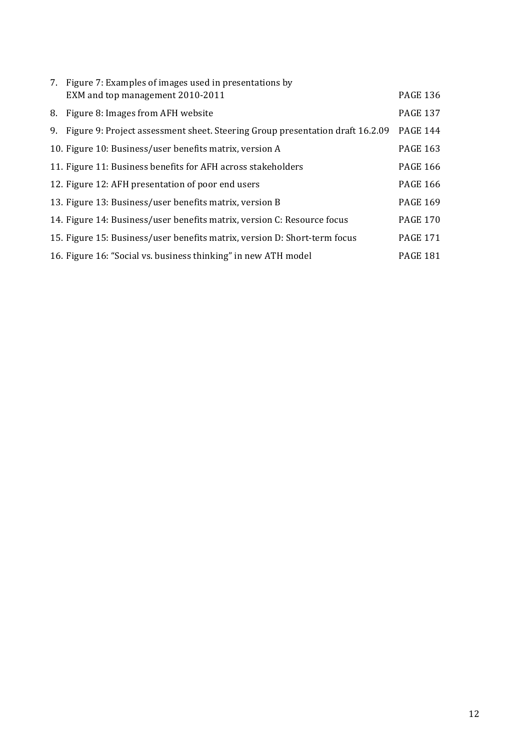7. Figure 7: Examples of images used in presentations by EXM and top management 2010-2011 PAGE 136
8. Figure 8: Images from AFH website PAGE 137
9. Figure 9: Project assessment sheet. Steering Group presentation draft 16.2.09 PAGE 144
10. Figure 10: Business/user benefits matrix, version A PAGE 163
11. Figure 11: Business benefits for AFH across stakeholders PAGE 166
12. Figure 12: AFH presentation of poor end users PAGE 166
13. Figure 13: Business/user benefits matrix, version B PAGE 169
14. Figure 14: Business/user benefits matrix, version C: Resource focus PAGE 170
15. Figure 15: Business/user benefits matrix, version D: Short-term focus PAGE 171
16. Figure 16: "Social vs. business thinking" in new ATH model PAGE 181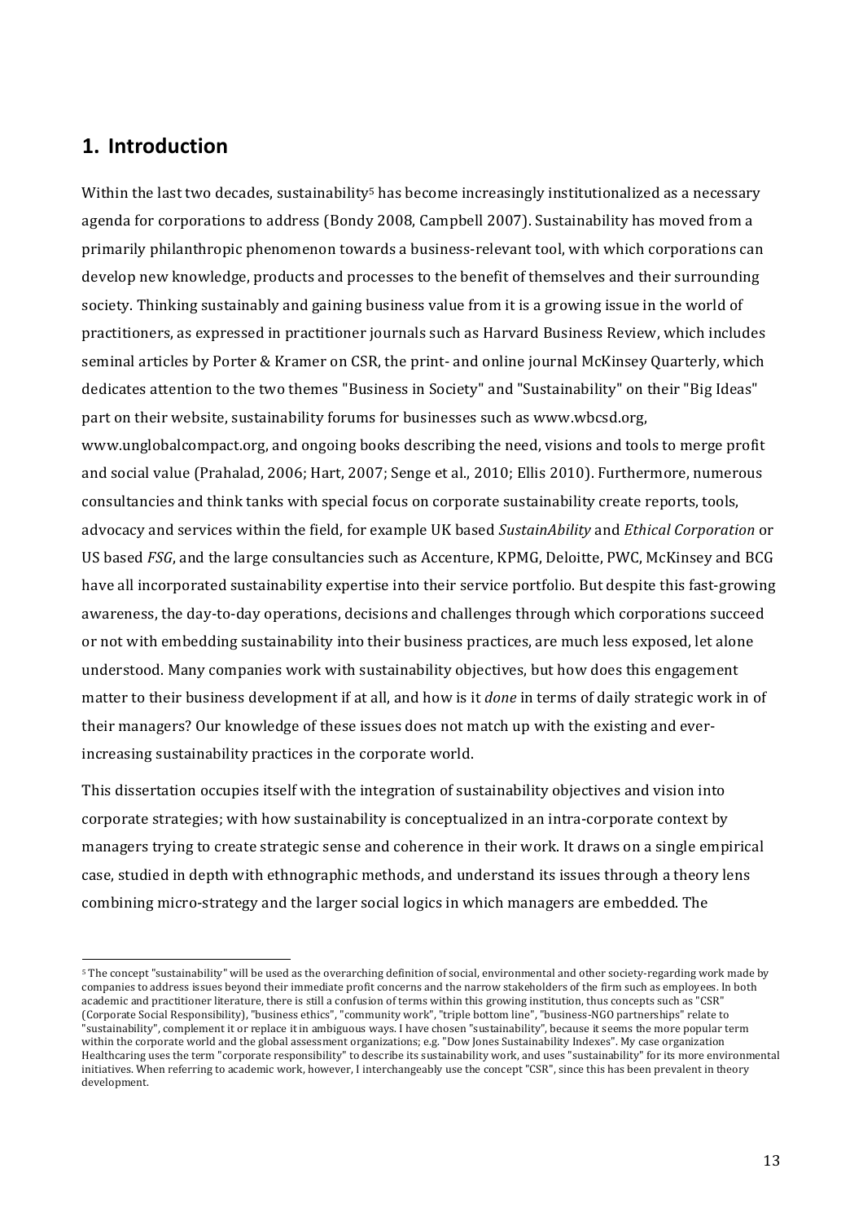## 1. Introduction

Within the last two decades, sustainability[5] has become increasingly institutionalized as a necessary agenda for corporations to address (Bondy 2008, Campbell 2007). Sustainability has moved from a primarily philanthropic phenomenon towards a business-relevant tool, with which corporations can develop new knowledge, products and processes to the benefit of themselves and their surrounding society. Thinking sustainably and gaining business value from it is a growing issue in the world of practitioners, as expressed in practitioner journals such as Harvard Business Review, which includes seminal articles by Porter & Kramer on CSR, the print- and online journal McKinsey Quarterly, which dedicates attention to the two themes "Business in Society" and "Sustainability" on their "Big Ideas" part on their website, sustainability forums for businesses such as www.wbcsd.org, www.unglobalcompact.org, and ongoing books describing the need, visions and tools to merge profit and social value (Prahalad, 2006; Hart, 2007; Senge et al., 2010; Ellis 2010). Furthermore, numerous consultancies and think tanks with special focus on corporate sustainability create reports, tools, advocacy and services within the field, for example UK based *SustainAbility* and *Ethical Corporation* or US based *FSG*, and the large consultancies such as Accenture, KPMG, Deloitte, PWC, McKinsey and BCG have all incorporated sustainability expertise into their service portfolio. But despite this fast-growing awareness, the day-to-day operations, decisions and challenges through which corporations succeed or not with embedding sustainability into their business practices, are much less exposed, let alone understood. Many companies work with sustainability objectives, but how does this engagement matter to their business development if at all, and how is it *done* in terms of daily strategic work in of their managers? Our knowledge of these issues does not match up with the existing and ever-increasing sustainability practices in the corporate world.

This dissertation occupies itself with the integration of sustainability objectives and vision into corporate strategies; with how sustainability is conceptualized in an intra-corporate context by managers trying to create strategic sense and coherence in their work. It draws on a single empirical case, studied in depth with ethnographic methods, and understand its issues through a theory lens combining micro-strategy and the larger social logics in which managers are embedded. The

[5] The concept "sustainability" will be used as the overarching definition of social, environmental and other society-regarding work made by companies to address issues beyond their immediate profit concerns and the narrow stakeholders of the firm such as employees. In both academic and practitioner literature, there is still a confusion of terms within this growing institution, thus concepts such as "CSR" (Corporate Social Responsibility), "business ethics", "community work", "triple bottom line", "business-NGO partnerships" relate to "sustainability", complement it or replace it in ambiguous ways. I have chosen "sustainability", because it seems the more popular term within the corporate world and the global assessment organizations; e.g. "Dow Jones Sustainability Indexes". My case organization Healthcaring uses the term "corporate responsibility" to describe its sustainability work, and uses "sustainability" for its more environmental initiatives. When referring to academic work, however, I interchangeably use the concept "CSR", since this has been prevalent in theory development.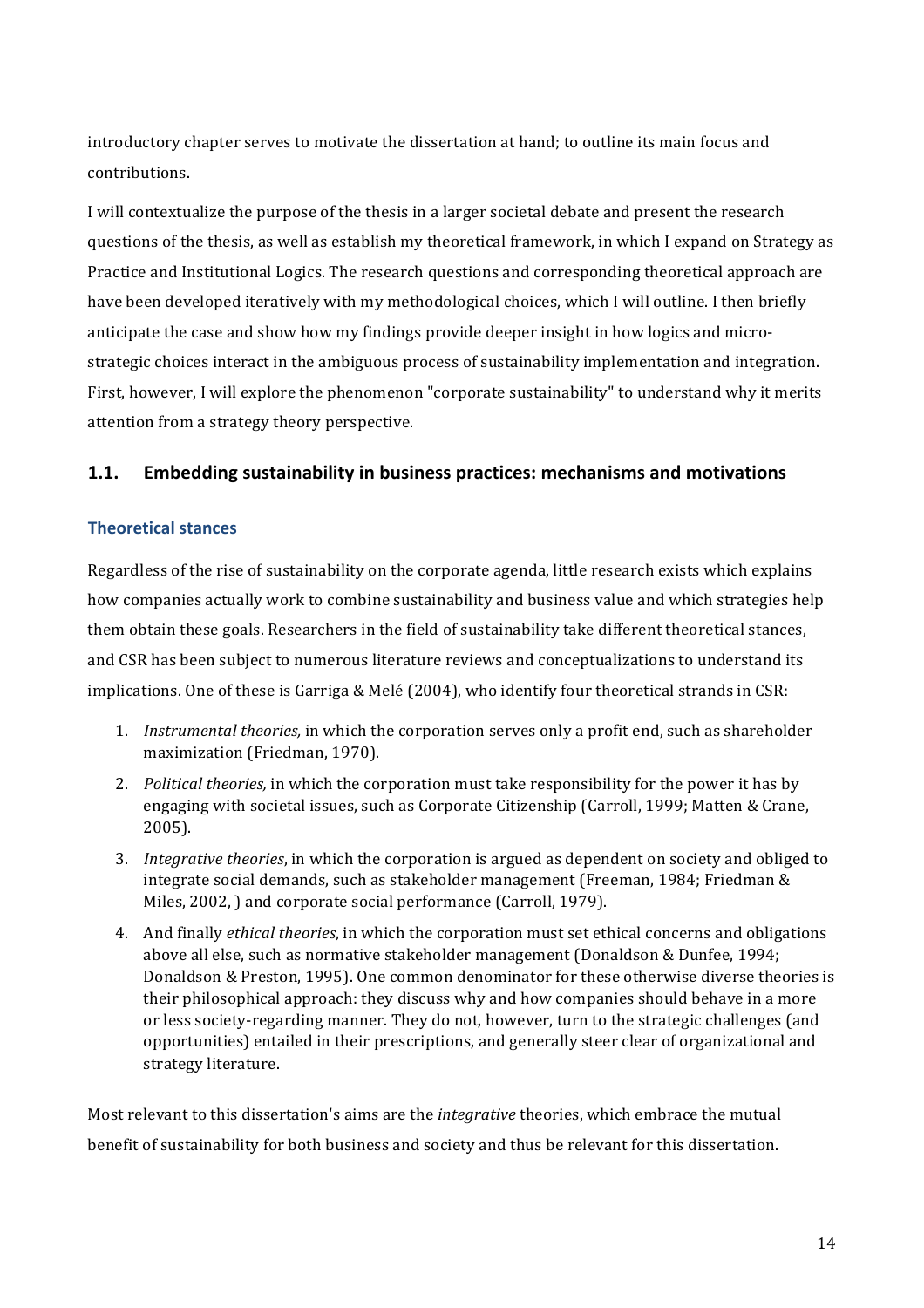introductory chapter serves to motivate the dissertation at hand; to outline its main focus and contributions.

I will contextualize the purpose of the thesis in a larger societal debate and present the research questions of the thesis, as well as establish my theoretical framework, in which I expand on Strategy as Practice and Institutional Logics. The research questions and corresponding theoretical approach are have been developed iteratively with my methodological choices, which I will outline. I then briefly anticipate the case and show how my findings provide deeper insight in how logics and micro-strategic choices interact in the ambiguous process of sustainability implementation and integration. First, however, I will explore the phenomenon "corporate sustainability" to understand why it merits attention from a strategy theory perspective.

## 1.1. Embedding sustainability in business practices: mechanisms and motivations

### Theoretical stances

Regardless of the rise of sustainability on the corporate agenda, little research exists which explains how companies actually work to combine sustainability and business value and which strategies help them obtain these goals. Researchers in the field of sustainability take different theoretical stances, and CSR has been subject to numerous literature reviews and conceptualizations to understand its implications. One of these is Garriga & Melé (2004), who identify four theoretical strands in CSR:

1. *Instrumental theories,* in which the corporation serves only a profit end, such as shareholder maximization (Friedman, 1970).
2. *Political theories,* in which the corporation must take responsibility for the power it has by engaging with societal issues, such as Corporate Citizenship (Carroll, 1999; Matten & Crane, 2005).
3. *Integrative theories*, in which the corporation is argued as dependent on society and obliged to integrate social demands, such as stakeholder management (Freeman, 1984; Friedman & Miles, 2002, ) and corporate social performance (Carroll, 1979).
4. And finally *ethical theories*, in which the corporation must set ethical concerns and obligations above all else, such as normative stakeholder management (Donaldson & Dunfee, 1994; Donaldson & Preston, 1995). One common denominator for these otherwise diverse theories is their philosophical approach: they discuss why and how companies should behave in a more or less society-regarding manner. They do not, however, turn to the strategic challenges (and opportunities) entailed in their prescriptions, and generally steer clear of organizational and strategy literature.

Most relevant to this dissertation's aims are the *integrative* theories, which embrace the mutual benefit of sustainability for both business and society and thus be relevant for this dissertation.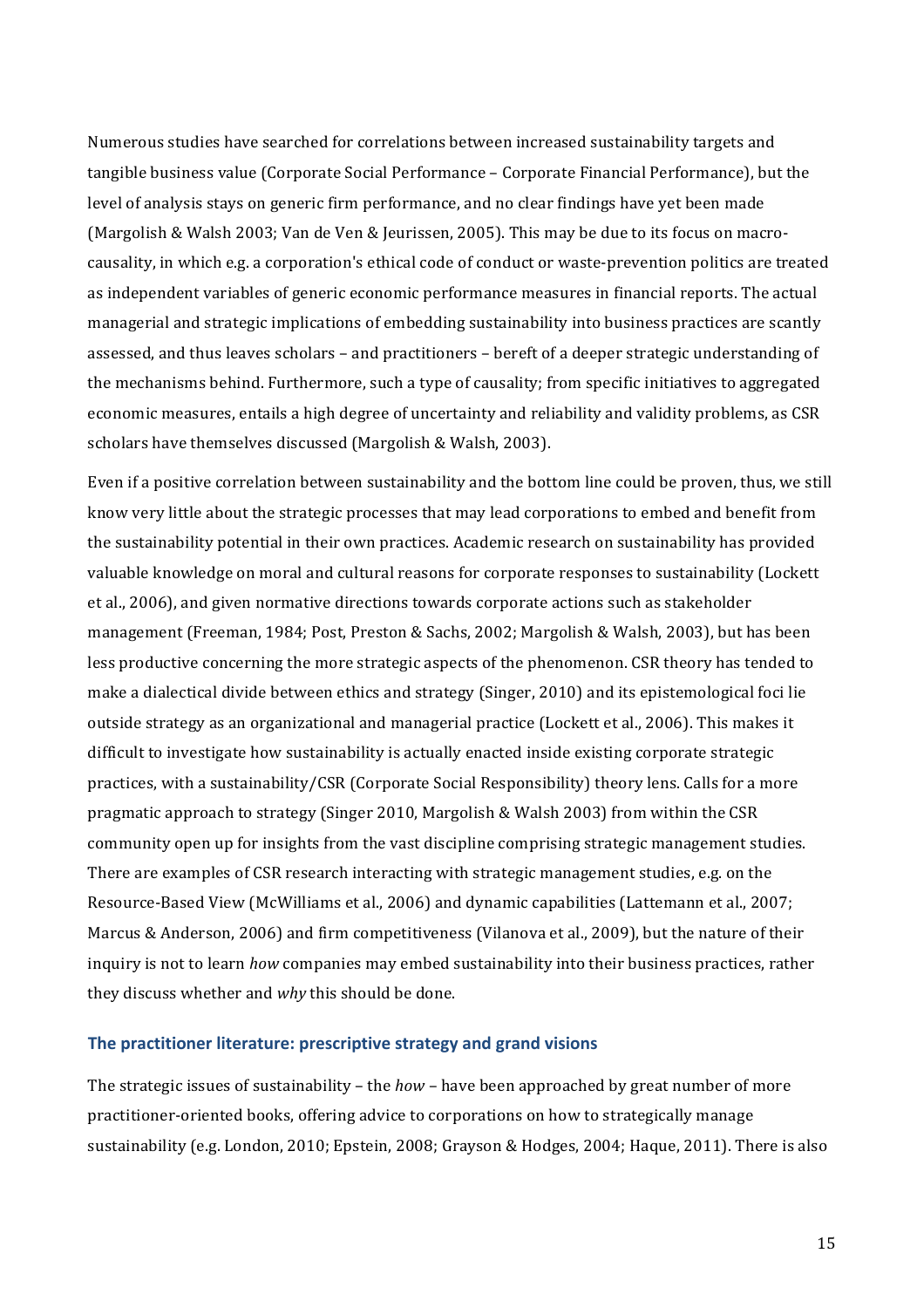Numerous studies have searched for correlations between increased sustainability targets and tangible business value (Corporate Social Performance – Corporate Financial Performance), but the level of analysis stays on generic firm performance, and no clear findings have yet been made (Margolish & Walsh 2003; Van de Ven & Jeurissen, 2005). This may be due to its focus on macro-causality, in which e.g. a corporation's ethical code of conduct or waste-prevention politics are treated as independent variables of generic economic performance measures in financial reports. The actual managerial and strategic implications of embedding sustainability into business practices are scantly assessed, and thus leaves scholars – and practitioners – bereft of a deeper strategic understanding of the mechanisms behind. Furthermore, such a type of causality; from specific initiatives to aggregated economic measures, entails a high degree of uncertainty and reliability and validity problems, as CSR scholars have themselves discussed (Margolish & Walsh, 2003).

Even if a positive correlation between sustainability and the bottom line could be proven, thus, we still know very little about the strategic processes that may lead corporations to embed and benefit from the sustainability potential in their own practices. Academic research on sustainability has provided valuable knowledge on moral and cultural reasons for corporate responses to sustainability (Lockett et al., 2006), and given normative directions towards corporate actions such as stakeholder management (Freeman, 1984; Post, Preston & Sachs, 2002; Margolish & Walsh, 2003), but has been less productive concerning the more strategic aspects of the phenomenon. CSR theory has tended to make a dialectical divide between ethics and strategy (Singer, 2010) and its epistemological foci lie outside strategy as an organizational and managerial practice (Lockett et al., 2006). This makes it difficult to investigate how sustainability is actually enacted inside existing corporate strategic practices, with a sustainability/CSR (Corporate Social Responsibility) theory lens. Calls for a more pragmatic approach to strategy (Singer 2010, Margolish & Walsh 2003) from within the CSR community open up for insights from the vast discipline comprising strategic management studies. There are examples of CSR research interacting with strategic management studies, e.g. on the Resource-Based View (McWilliams et al., 2006) and dynamic capabilities (Lattemann et al., 2007; Marcus & Anderson, 2006) and firm competitiveness (Vilanova et al., 2009), but the nature of their inquiry is not to learn *how* companies may embed sustainability into their business practices, rather they discuss whether and *why* this should be done.

### The practitioner literature: prescriptive strategy and grand visions

The strategic issues of sustainability – the *how* – have been approached by great number of more practitioner-oriented books, offering advice to corporations on how to strategically manage sustainability (e.g. London, 2010; Epstein, 2008; Grayson & Hodges, 2004; Haque, 2011). There is also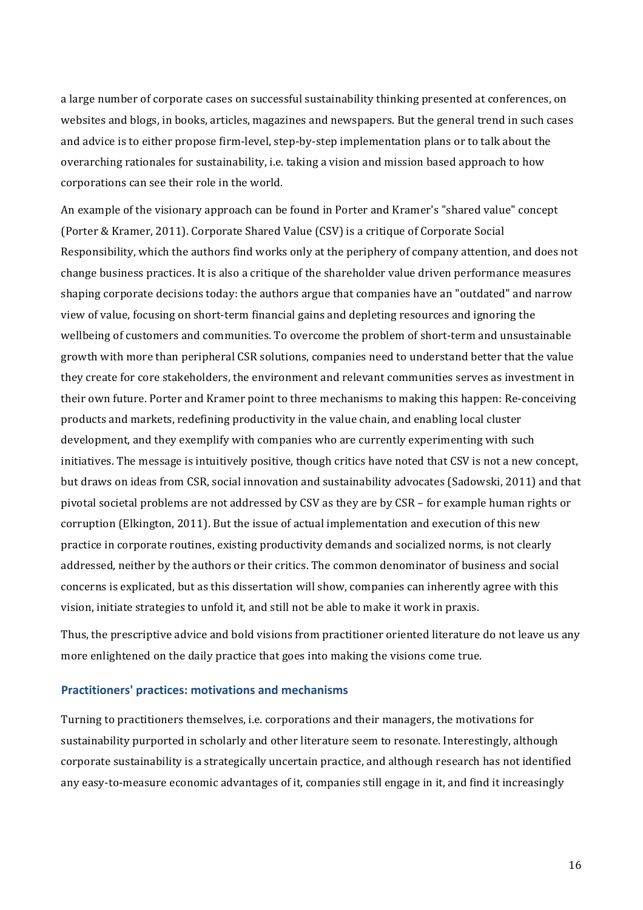a large number of corporate cases on successful sustainability thinking presented at conferences, on websites and blogs, in books, articles, magazines and newspapers. But the general trend in such cases and advice is to either propose firm-level, step-by-step implementation plans or to talk about the overarching rationales for sustainability, i.e. taking a vision and mission based approach to how corporations can see their role in the world.

An example of the visionary approach can be found in Porter and Kramer's "shared value" concept (Porter & Kramer, 2011). Corporate Shared Value (CSV) is a critique of Corporate Social Responsibility, which the authors find works only at the periphery of company attention, and does not change business practices. It is also a critique of the shareholder value driven performance measures shaping corporate decisions today: the authors argue that companies have an "outdated" and narrow view of value, focusing on short-term financial gains and depleting resources and ignoring the wellbeing of customers and communities. To overcome the problem of short-term and unsustainable growth with more than peripheral CSR solutions, companies need to understand better that the value they create for core stakeholders, the environment and relevant communities serves as investment in their own future. Porter and Kramer point to three mechanisms to making this happen: Re-conceiving products and markets, redefining productivity in the value chain, and enabling local cluster development, and they exemplify with companies who are currently experimenting with such initiatives. The message is intuitively positive, though critics have noted that CSV is not a new concept, but draws on ideas from CSR, social innovation and sustainability advocates (Sadowski, 2011) and that pivotal societal problems are not addressed by CSV as they are by CSR – for example human rights or corruption (Elkington, 2011). But the issue of actual implementation and execution of this new practice in corporate routines, existing productivity demands and socialized norms, is not clearly addressed, neither by the authors or their critics. The common denominator of business and social concerns is explicated, but as this dissertation will show, companies can inherently agree with this vision, initiate strategies to unfold it, and still not be able to make it work in praxis.

Thus, the prescriptive advice and bold visions from practitioner oriented literature do not leave us any more enlightened on the daily practice that goes into making the visions come true.

### Practitioners' practices: motivations and mechanisms

Turning to practitioners themselves, i.e. corporations and their managers, the motivations for sustainability purported in scholarly and other literature seem to resonate. Interestingly, although corporate sustainability is a strategically uncertain practice, and although research has not identified any easy-to-measure economic advantages of it, companies still engage in it, and find it increasingly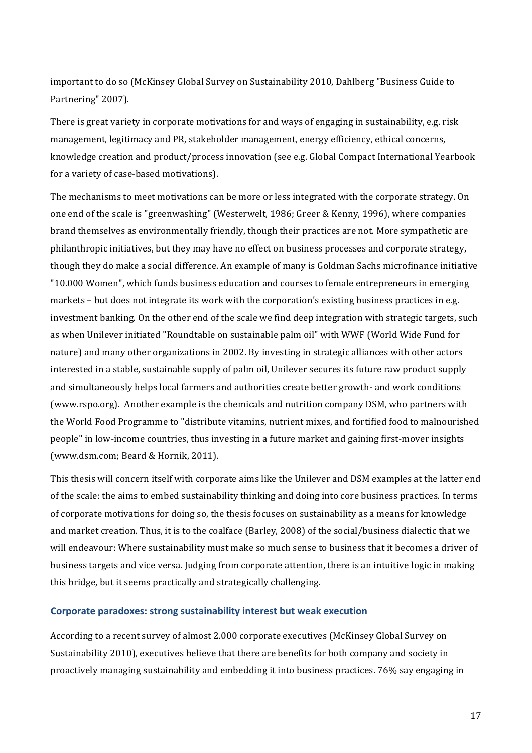important to do so (McKinsey Global Survey on Sustainability 2010, Dahlberg "Business Guide to Partnering" 2007).

There is great variety in corporate motivations for and ways of engaging in sustainability, e.g. risk management, legitimacy and PR, stakeholder management, energy efficiency, ethical concerns, knowledge creation and product/process innovation (see e.g. Global Compact International Yearbook for a variety of case-based motivations).

The mechanisms to meet motivations can be more or less integrated with the corporate strategy. On one end of the scale is "greenwashing" (Westerwelt, 1986; Greer & Kenny, 1996), where companies brand themselves as environmentally friendly, though their practices are not. More sympathetic are philanthropic initiatives, but they may have no effect on business processes and corporate strategy, though they do make a social difference. An example of many is Goldman Sachs microfinance initiative "10.000 Women", which funds business education and courses to female entrepreneurs in emerging markets – but does not integrate its work with the corporation's existing business practices in e.g. investment banking. On the other end of the scale we find deep integration with strategic targets, such as when Unilever initiated "Roundtable on sustainable palm oil" with WWF (World Wide Fund for nature) and many other organizations in 2002. By investing in strategic alliances with other actors interested in a stable, sustainable supply of palm oil, Unilever secures its future raw product supply and simultaneously helps local farmers and authorities create better growth- and work conditions (www.rspo.org). Another example is the chemicals and nutrition company DSM, who partners with the World Food Programme to "distribute vitamins, nutrient mixes, and fortified food to malnourished people" in low-income countries, thus investing in a future market and gaining first-mover insights (www.dsm.com; Beard & Hornik, 2011).

This thesis will concern itself with corporate aims like the Unilever and DSM examples at the latter end of the scale: the aims to embed sustainability thinking and doing into core business practices. In terms of corporate motivations for doing so, the thesis focuses on sustainability as a means for knowledge and market creation. Thus, it is to the coalface (Barley, 2008) of the social/business dialectic that we will endeavour: Where sustainability must make so much sense to business that it becomes a driver of business targets and vice versa. Judging from corporate attention, there is an intuitive logic in making this bridge, but it seems practically and strategically challenging.

### Corporate paradoxes: strong sustainability interest but weak execution

According to a recent survey of almost 2.000 corporate executives (McKinsey Global Survey on Sustainability 2010), executives believe that there are benefits for both company and society in proactively managing sustainability and embedding it into business practices. 76% say engaging in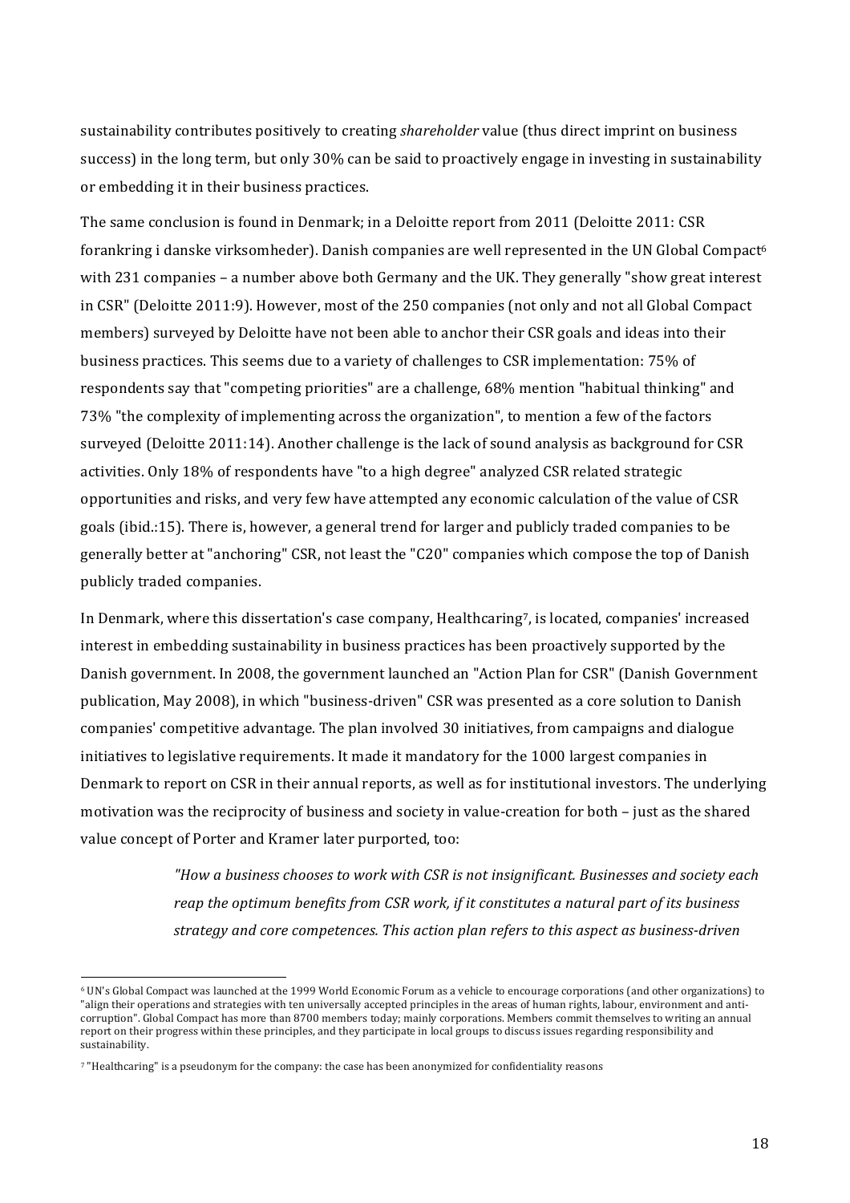sustainability contributes positively to creating *shareholder* value (thus direct imprint on business success) in the long term, but only 30% can be said to proactively engage in investing in sustainability or embedding it in their business practices.

The same conclusion is found in Denmark; in a Deloitte report from 2011 (Deloitte 2011: CSR forankring i danske virksomheder). Danish companies are well represented in the UN Global Compact[6] with 231 companies – a number above both Germany and the UK. They generally "show great interest in CSR" (Deloitte 2011:9). However, most of the 250 companies (not only and not all Global Compact members) surveyed by Deloitte have not been able to anchor their CSR goals and ideas into their business practices. This seems due to a variety of challenges to CSR implementation: 75% of respondents say that "competing priorities" are a challenge, 68% mention "habitual thinking" and 73% "the complexity of implementing across the organization", to mention a few of the factors surveyed (Deloitte 2011:14). Another challenge is the lack of sound analysis as background for CSR activities. Only 18% of respondents have "to a high degree" analyzed CSR related strategic opportunities and risks, and very few have attempted any economic calculation of the value of CSR goals (ibid.:15). There is, however, a general trend for larger and publicly traded companies to be generally better at "anchoring" CSR, not least the "C20" companies which compose the top of Danish publicly traded companies.

In Denmark, where this dissertation's case company, Healthcaring[7], is located, companies' increased interest in embedding sustainability in business practices has been proactively supported by the Danish government. In 2008, the government launched an "Action Plan for CSR" (Danish Government publication, May 2008), in which "business-driven" CSR was presented as a core solution to Danish companies' competitive advantage. The plan involved 30 initiatives, from campaigns and dialogue initiatives to legislative requirements. It made it mandatory for the 1000 largest companies in Denmark to report on CSR in their annual reports, as well as for institutional investors. The underlying motivation was the reciprocity of business and society in value-creation for both – just as the shared value concept of Porter and Kramer later purported, too:

> *"How a business chooses to work with CSR is not insignificant. Businesses and society each reap the optimum benefits from CSR work, if it constitutes a natural part of its business strategy and core competences. This action plan refers to this aspect as business-driven*

[6] UN's Global Compact was launched at the 1999 World Economic Forum as a vehicle to encourage corporations (and other organizations) to "align their operations and strategies with ten universally accepted principles in the areas of human rights, labour, environment and anti-corruption". Global Compact has more than 8700 members today; mainly corporations. Members commit themselves to writing an annual report on their progress within these principles, and they participate in local groups to discuss issues regarding responsibility and sustainability.

[7] "Healthcaring" is a pseudonym for the company: the case has been anonymized for confidentiality reasons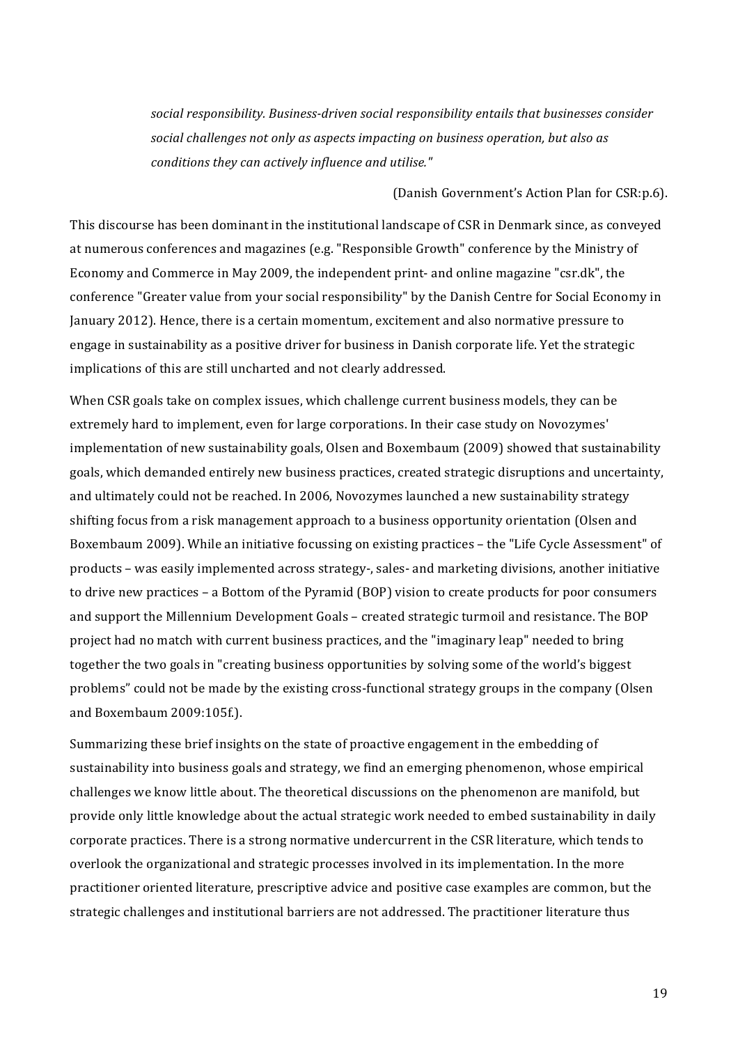> *social responsibility. Business-driven social responsibility entails that businesses consider social challenges not only as aspects impacting on business operation, but also as conditions they can actively influence and utilise."*
>
> (Danish Government's Action Plan for CSR:p.6).

This discourse has been dominant in the institutional landscape of CSR in Denmark since, as conveyed at numerous conferences and magazines (e.g. "Responsible Growth" conference by the Ministry of Economy and Commerce in May 2009, the independent print- and online magazine "csr.dk", the conference "Greater value from your social responsibility" by the Danish Centre for Social Economy in January 2012). Hence, there is a certain momentum, excitement and also normative pressure to engage in sustainability as a positive driver for business in Danish corporate life. Yet the strategic implications of this are still uncharted and not clearly addressed.

When CSR goals take on complex issues, which challenge current business models, they can be extremely hard to implement, even for large corporations. In their case study on Novozymes' implementation of new sustainability goals, Olsen and Boxembaum (2009) showed that sustainability goals, which demanded entirely new business practices, created strategic disruptions and uncertainty, and ultimately could not be reached. In 2006, Novozymes launched a new sustainability strategy shifting focus from a risk management approach to a business opportunity orientation (Olsen and Boxembaum 2009). While an initiative focussing on existing practices – the "Life Cycle Assessment" of products – was easily implemented across strategy-, sales- and marketing divisions, another initiative to drive new practices – a Bottom of the Pyramid (BOP) vision to create products for poor consumers and support the Millennium Development Goals – created strategic turmoil and resistance. The BOP project had no match with current business practices, and the "imaginary leap" needed to bring together the two goals in "creating business opportunities by solving some of the world's biggest problems" could not be made by the existing cross-functional strategy groups in the company (Olsen and Boxembaum 2009:105f.).

Summarizing these brief insights on the state of proactive engagement in the embedding of sustainability into business goals and strategy, we find an emerging phenomenon, whose empirical challenges we know little about. The theoretical discussions on the phenomenon are manifold, but provide only little knowledge about the actual strategic work needed to embed sustainability in daily corporate practices. There is a strong normative undercurrent in the CSR literature, which tends to overlook the organizational and strategic processes involved in its implementation. In the more practitioner oriented literature, prescriptive advice and positive case examples are common, but the strategic challenges and institutional barriers are not addressed. The practitioner literature thus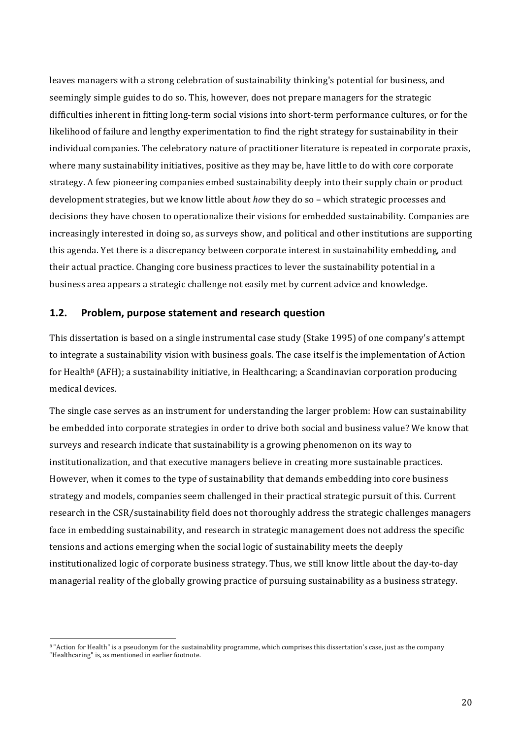leaves managers with a strong celebration of sustainability thinking's potential for business, and seemingly simple guides to do so. This, however, does not prepare managers for the strategic difficulties inherent in fitting long-term social visions into short-term performance cultures, or for the likelihood of failure and lengthy experimentation to find the right strategy for sustainability in their individual companies. The celebratory nature of practitioner literature is repeated in corporate praxis, where many sustainability initiatives, positive as they may be, have little to do with core corporate strategy. A few pioneering companies embed sustainability deeply into their supply chain or product development strategies, but we know little about *how* they do so – which strategic processes and decisions they have chosen to operationalize their visions for embedded sustainability. Companies are increasingly interested in doing so, as surveys show, and political and other institutions are supporting this agenda. Yet there is a discrepancy between corporate interest in sustainability embedding, and their actual practice. Changing core business practices to lever the sustainability potential in a business area appears a strategic challenge not easily met by current advice and knowledge.

## 1.2. Problem, purpose statement and research question

This dissertation is based on a single instrumental case study (Stake 1995) of one company's attempt to integrate a sustainability vision with business goals. The case itself is the implementation of Action for Health[8] (AFH); a sustainability initiative, in Healthcaring; a Scandinavian corporation producing medical devices.

The single case serves as an instrument for understanding the larger problem: How can sustainability be embedded into corporate strategies in order to drive both social and business value? We know that surveys and research indicate that sustainability is a growing phenomenon on its way to institutionalization, and that executive managers believe in creating more sustainable practices. However, when it comes to the type of sustainability that demands embedding into core business strategy and models, companies seem challenged in their practical strategic pursuit of this. Current research in the CSR/sustainability field does not thoroughly address the strategic challenges managers face in embedding sustainability, and research in strategic management does not address the specific tensions and actions emerging when the social logic of sustainability meets the deeply institutionalized logic of corporate business strategy. Thus, we still know little about the day-to-day managerial reality of the globally growing practice of pursuing sustainability as a business strategy.

[8] "Action for Health" is a pseudonym for the sustainability programme, which comprises this dissertation's case, just as the company "Healthcaring" is, as mentioned in earlier footnote.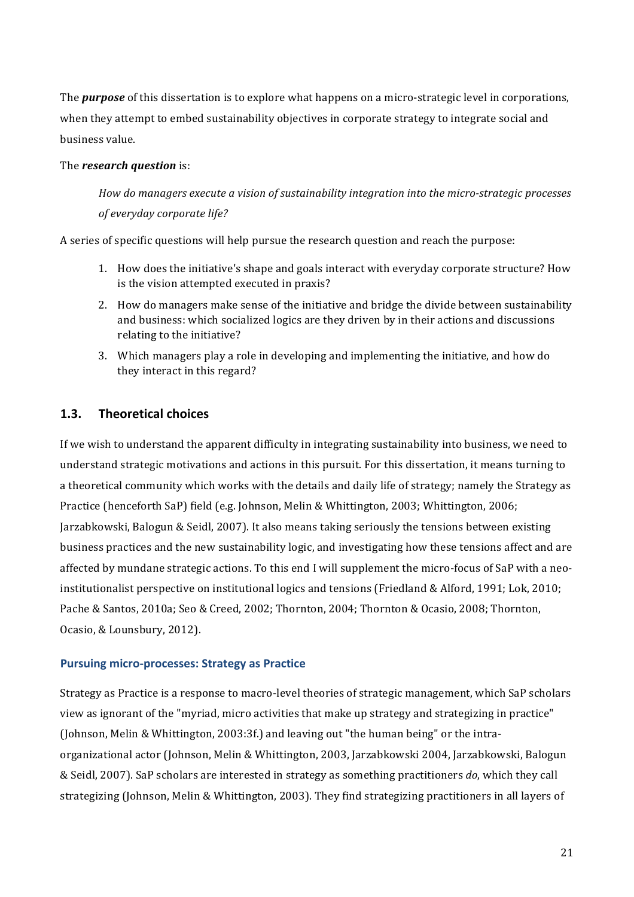The ***purpose*** of this dissertation is to explore what happens on a micro-strategic level in corporations, when they attempt to embed sustainability objectives in corporate strategy to integrate social and business value.

The ***research question*** is:

> *How do managers execute a vision of sustainability integration into the micro-strategic processes of everyday corporate life?*

A series of specific questions will help pursue the research question and reach the purpose:

1. How does the initiative's shape and goals interact with everyday corporate structure? How is the vision attempted executed in praxis?
2. How do managers make sense of the initiative and bridge the divide between sustainability and business: which socialized logics are they driven by in their actions and discussions relating to the initiative?
3. Which managers play a role in developing and implementing the initiative, and how do they interact in this regard?

## 1.3. Theoretical choices

If we wish to understand the apparent difficulty in integrating sustainability into business, we need to understand strategic motivations and actions in this pursuit. For this dissertation, it means turning to a theoretical community which works with the details and daily life of strategy; namely the Strategy as Practice (henceforth SaP) field (e.g. Johnson, Melin & Whittington, 2003; Whittington, 2006; Jarzabkowski, Balogun & Seidl, 2007). It also means taking seriously the tensions between existing business practices and the new sustainability logic, and investigating how these tensions affect and are affected by mundane strategic actions. To this end I will supplement the micro-focus of SaP with a neo-institutionalist perspective on institutional logics and tensions (Friedland & Alford, 1991; Lok, 2010; Pache & Santos, 2010a; Seo & Creed, 2002; Thornton, 2004; Thornton & Ocasio, 2008; Thornton, Ocasio, & Lounsbury, 2012).

### Pursuing micro-processes: Strategy as Practice

Strategy as Practice is a response to macro-level theories of strategic management, which SaP scholars view as ignorant of the "myriad, micro activities that make up strategy and strategizing in practice" (Johnson, Melin & Whittington, 2003:3f.) and leaving out "the human being" or the intra-organizational actor (Johnson, Melin & Whittington, 2003, Jarzabkowski 2004, Jarzabkowski, Balogun & Seidl, 2007). SaP scholars are interested in strategy as something practitioners *do*, which they call strategizing (Johnson, Melin & Whittington, 2003). They find strategizing practitioners in all layers of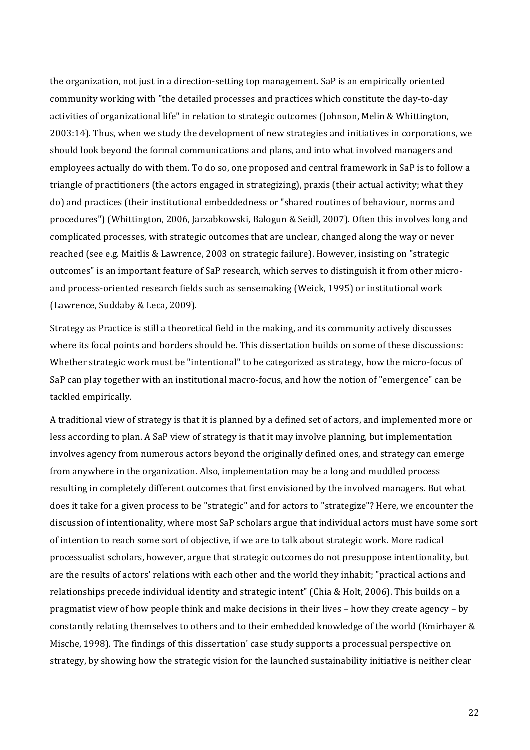the organization, not just in a direction-setting top management. SaP is an empirically oriented community working with "the detailed processes and practices which constitute the day-to-day activities of organizational life" in relation to strategic outcomes (Johnson, Melin & Whittington, 2003:14). Thus, when we study the development of new strategies and initiatives in corporations, we should look beyond the formal communications and plans, and into what involved managers and employees actually do with them. To do so, one proposed and central framework in SaP is to follow a triangle of practitioners (the actors engaged in strategizing), praxis (their actual activity; what they do) and practices (their institutional embeddedness or "shared routines of behaviour, norms and procedures") (Whittington, 2006, Jarzabkowski, Balogun & Seidl, 2007). Often this involves long and complicated processes, with strategic outcomes that are unclear, changed along the way or never reached (see e.g. Maitlis & Lawrence, 2003 on strategic failure). However, insisting on "strategic outcomes" is an important feature of SaP research, which serves to distinguish it from other micro- and process-oriented research fields such as sensemaking (Weick, 1995) or institutional work (Lawrence, Suddaby & Leca, 2009).

Strategy as Practice is still a theoretical field in the making, and its community actively discusses where its focal points and borders should be. This dissertation builds on some of these discussions: Whether strategic work must be "intentional" to be categorized as strategy, how the micro-focus of SaP can play together with an institutional macro-focus, and how the notion of "emergence" can be tackled empirically.

A traditional view of strategy is that it is planned by a defined set of actors, and implemented more or less according to plan. A SaP view of strategy is that it may involve planning, but implementation involves agency from numerous actors beyond the originally defined ones, and strategy can emerge from anywhere in the organization. Also, implementation may be a long and muddled process resulting in completely different outcomes that first envisioned by the involved managers. But what does it take for a given process to be "strategic" and for actors to "strategize"? Here, we encounter the discussion of intentionality, where most SaP scholars argue that individual actors must have some sort of intention to reach some sort of objective, if we are to talk about strategic work. More radical processualist scholars, however, argue that strategic outcomes do not presuppose intentionality, but are the results of actors' relations with each other and the world they inhabit; "practical actions and relationships precede individual identity and strategic intent" (Chia & Holt, 2006). This builds on a pragmatist view of how people think and make decisions in their lives – how they create agency – by constantly relating themselves to others and to their embedded knowledge of the world (Emirbayer & Mische, 1998). The findings of this dissertation' case study supports a processual perspective on strategy, by showing how the strategic vision for the launched sustainability initiative is neither clear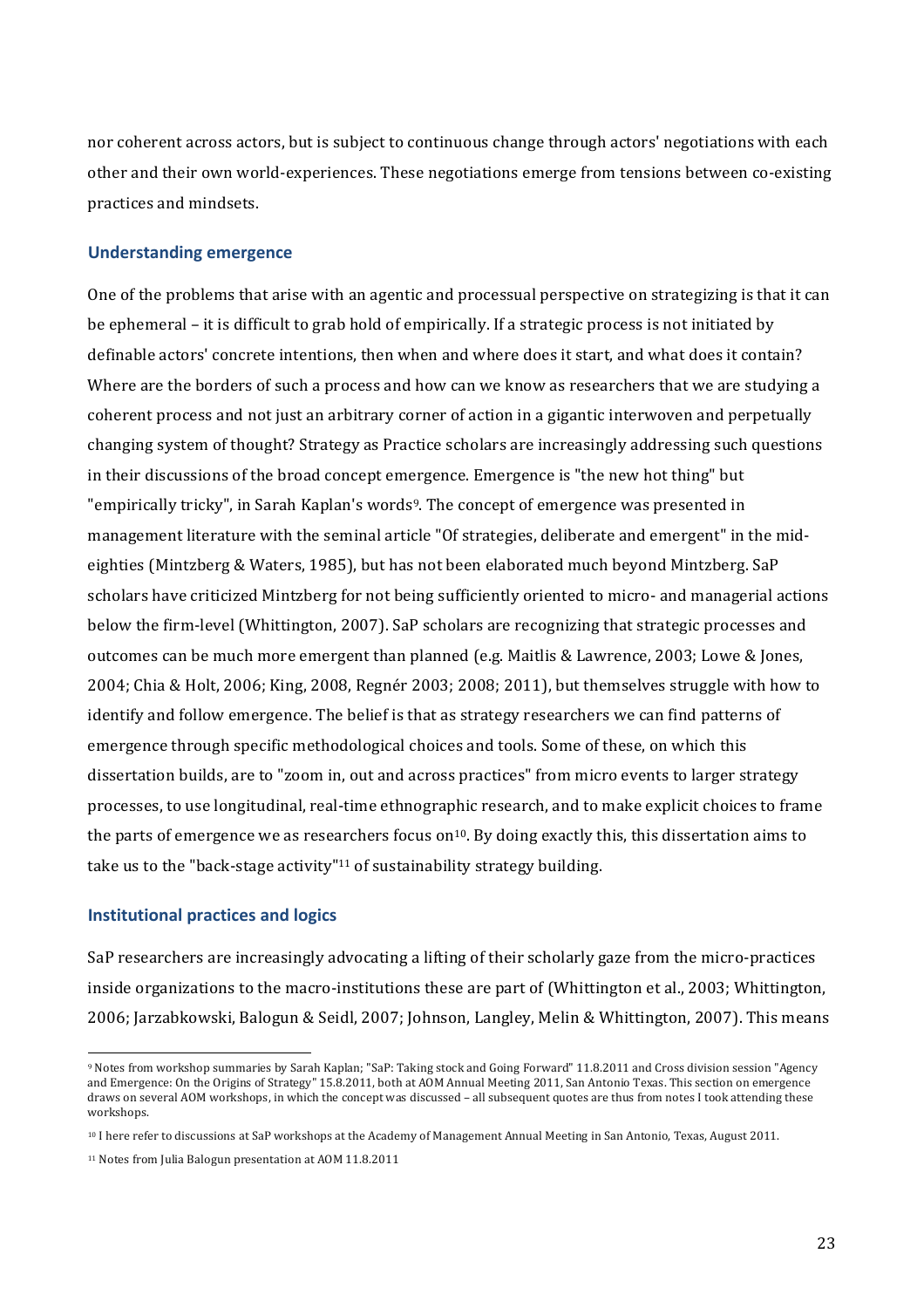nor coherent across actors, but is subject to continuous change through actors' negotiations with each other and their own world-experiences. These negotiations emerge from tensions between co-existing practices and mindsets.

### Understanding emergence

One of the problems that arise with an agentic and processual perspective on strategizing is that it can be ephemeral – it is difficult to grab hold of empirically. If a strategic process is not initiated by definable actors' concrete intentions, then when and where does it start, and what does it contain? Where are the borders of such a process and how can we know as researchers that we are studying a coherent process and not just an arbitrary corner of action in a gigantic interwoven and perpetually changing system of thought? Strategy as Practice scholars are increasingly addressing such questions in their discussions of the broad concept emergence. Emergence is "the new hot thing" but "empirically tricky", in Sarah Kaplan's words[9]. The concept of emergence was presented in management literature with the seminal article "Of strategies, deliberate and emergent" in the mid-eighties (Mintzberg & Waters, 1985), but has not been elaborated much beyond Mintzberg. SaP scholars have criticized Mintzberg for not being sufficiently oriented to micro- and managerial actions below the firm-level (Whittington, 2007). SaP scholars are recognizing that strategic processes and outcomes can be much more emergent than planned (e.g. Maitlis & Lawrence, 2003; Lowe & Jones, 2004; Chia & Holt, 2006; King, 2008, Regnér 2003; 2008; 2011), but themselves struggle with how to identify and follow emergence. The belief is that as strategy researchers we can find patterns of emergence through specific methodological choices and tools. Some of these, on which this dissertation builds, are to "zoom in, out and across practices" from micro events to larger strategy processes, to use longitudinal, real-time ethnographic research, and to make explicit choices to frame the parts of emergence we as researchers focus on[10]. By doing exactly this, this dissertation aims to take us to the "back-stage activity"[11] of sustainability strategy building.

### Institutional practices and logics

SaP researchers are increasingly advocating a lifting of their scholarly gaze from the micro-practices inside organizations to the macro-institutions these are part of (Whittington et al., 2003; Whittington, 2006; Jarzabkowski, Balogun & Seidl, 2007; Johnson, Langley, Melin & Whittington, 2007). This means

---

[9] Notes from workshop summaries by Sarah Kaplan; "SaP: Taking stock and Going Forward" 11.8.2011 and Cross division session "Agency and Emergence: On the Origins of Strategy" 15.8.2011, both at AOM Annual Meeting 2011, San Antonio Texas. This section on emergence draws on several AOM workshops, in which the concept was discussed – all subsequent quotes are thus from notes I took attending these workshops.

[10] I here refer to discussions at SaP workshops at the Academy of Management Annual Meeting in San Antonio, Texas, August 2011.

[11] Notes from Julia Balogun presentation at AOM 11.8.2011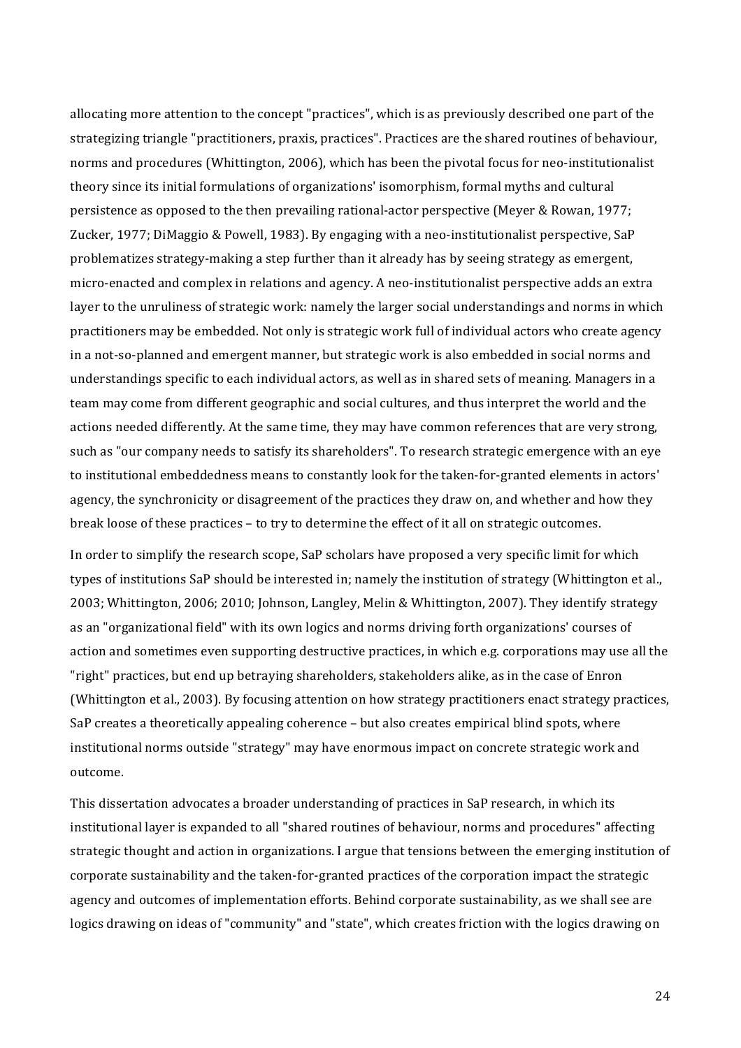allocating more attention to the concept "practices", which is as previously described one part of the strategizing triangle "practitioners, praxis, practices". Practices are the shared routines of behaviour, norms and procedures (Whittington, 2006), which has been the pivotal focus for neo-institutionalist theory since its initial formulations of organizations' isomorphism, formal myths and cultural persistence as opposed to the then prevailing rational-actor perspective (Meyer & Rowan, 1977; Zucker, 1977; DiMaggio & Powell, 1983). By engaging with a neo-institutionalist perspective, SaP problematizes strategy-making a step further than it already has by seeing strategy as emergent, micro-enacted and complex in relations and agency. A neo-institutionalist perspective adds an extra layer to the unruliness of strategic work: namely the larger social understandings and norms in which practitioners may be embedded. Not only is strategic work full of individual actors who create agency in a not-so-planned and emergent manner, but strategic work is also embedded in social norms and understandings specific to each individual actors, as well as in shared sets of meaning. Managers in a team may come from different geographic and social cultures, and thus interpret the world and the actions needed differently. At the same time, they may have common references that are very strong, such as "our company needs to satisfy its shareholders". To research strategic emergence with an eye to institutional embeddedness means to constantly look for the taken-for-granted elements in actors' agency, the synchronicity or disagreement of the practices they draw on, and whether and how they break loose of these practices – to try to determine the effect of it all on strategic outcomes.

In order to simplify the research scope, SaP scholars have proposed a very specific limit for which types of institutions SaP should be interested in; namely the institution of strategy (Whittington et al., 2003; Whittington, 2006; 2010; Johnson, Langley, Melin & Whittington, 2007). They identify strategy as an "organizational field" with its own logics and norms driving forth organizations' courses of action and sometimes even supporting destructive practices, in which e.g. corporations may use all the "right" practices, but end up betraying shareholders, stakeholders alike, as in the case of Enron (Whittington et al., 2003). By focusing attention on how strategy practitioners enact strategy practices, SaP creates a theoretically appealing coherence – but also creates empirical blind spots, where institutional norms outside "strategy" may have enormous impact on concrete strategic work and outcome.

This dissertation advocates a broader understanding of practices in SaP research, in which its institutional layer is expanded to all "shared routines of behaviour, norms and procedures" affecting strategic thought and action in organizations. I argue that tensions between the emerging institution of corporate sustainability and the taken-for-granted practices of the corporation impact the strategic agency and outcomes of implementation efforts. Behind corporate sustainability, as we shall see are logics drawing on ideas of "community" and "state", which creates friction with the logics drawing on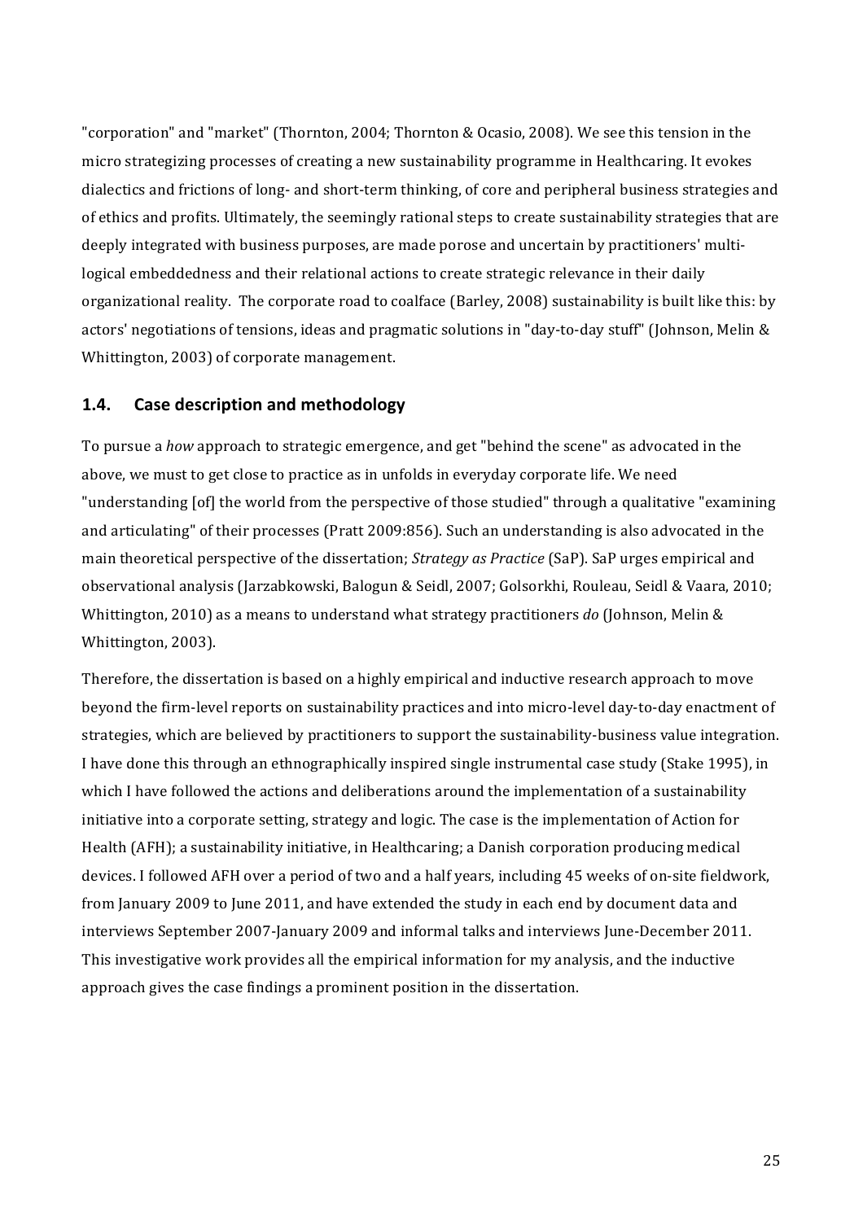"corporation" and "market" (Thornton, 2004; Thornton & Ocasio, 2008). We see this tension in the micro strategizing processes of creating a new sustainability programme in Healthcaring. It evokes dialectics and frictions of long- and short-term thinking, of core and peripheral business strategies and of ethics and profits. Ultimately, the seemingly rational steps to create sustainability strategies that are deeply integrated with business purposes, are made porose and uncertain by practitioners' multi-logical embeddedness and their relational actions to create strategic relevance in their daily organizational reality. The corporate road to coalface (Barley, 2008) sustainability is built like this: by actors' negotiations of tensions, ideas and pragmatic solutions in "day-to-day stuff" (Johnson, Melin & Whittington, 2003) of corporate management.

## 1.4. Case description and methodology

To pursue a *how* approach to strategic emergence, and get "behind the scene" as advocated in the above, we must to get close to practice as in unfolds in everyday corporate life. We need "understanding [of] the world from the perspective of those studied" through a qualitative "examining and articulating" of their processes (Pratt 2009:856). Such an understanding is also advocated in the main theoretical perspective of the dissertation; *Strategy as Practice* (SaP). SaP urges empirical and observational analysis (Jarzabkowski, Balogun & Seidl, 2007; Golsorkhi, Rouleau, Seidl & Vaara, 2010; Whittington, 2010) as a means to understand what strategy practitioners *do* (Johnson, Melin & Whittington, 2003).

Therefore, the dissertation is based on a highly empirical and inductive research approach to move beyond the firm-level reports on sustainability practices and into micro-level day-to-day enactment of strategies, which are believed by practitioners to support the sustainability-business value integration. I have done this through an ethnographically inspired single instrumental case study (Stake 1995), in which I have followed the actions and deliberations around the implementation of a sustainability initiative into a corporate setting, strategy and logic. The case is the implementation of Action for Health (AFH); a sustainability initiative, in Healthcaring; a Danish corporation producing medical devices. I followed AFH over a period of two and a half years, including 45 weeks of on-site fieldwork, from January 2009 to June 2011, and have extended the study in each end by document data and interviews September 2007-January 2009 and informal talks and interviews June-December 2011. This investigative work provides all the empirical information for my analysis, and the inductive approach gives the case findings a prominent position in the dissertation.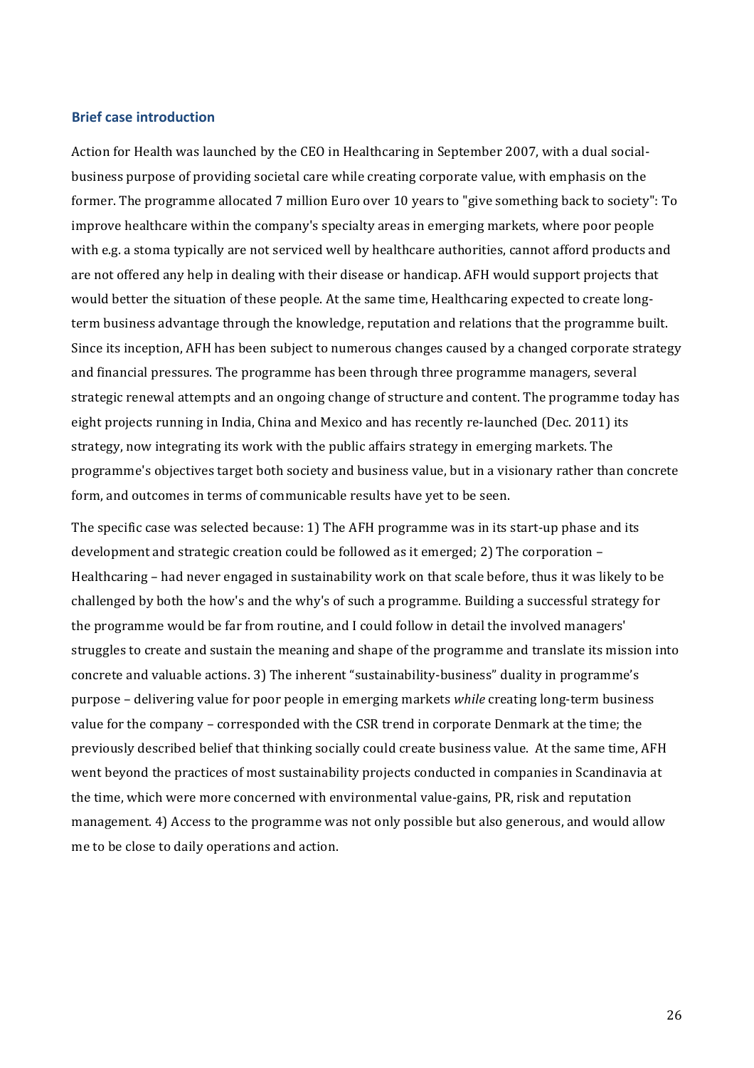### Brief case introduction

Action for Health was launched by the CEO in Healthcaring in September 2007, with a dual social-business purpose of providing societal care while creating corporate value, with emphasis on the former. The programme allocated 7 million Euro over 10 years to "give something back to society": To improve healthcare within the company's specialty areas in emerging markets, where poor people with e.g. a stoma typically are not serviced well by healthcare authorities, cannot afford products and are not offered any help in dealing with their disease or handicap. AFH would support projects that would better the situation of these people. At the same time, Healthcaring expected to create long-term business advantage through the knowledge, reputation and relations that the programme built. Since its inception, AFH has been subject to numerous changes caused by a changed corporate strategy and financial pressures. The programme has been through three programme managers, several strategic renewal attempts and an ongoing change of structure and content. The programme today has eight projects running in India, China and Mexico and has recently re-launched (Dec. 2011) its strategy, now integrating its work with the public affairs strategy in emerging markets. The programme's objectives target both society and business value, but in a visionary rather than concrete form, and outcomes in terms of communicable results have yet to be seen.

The specific case was selected because: 1) The AFH programme was in its start-up phase and its development and strategic creation could be followed as it emerged; 2) The corporation – Healthcaring – had never engaged in sustainability work on that scale before, thus it was likely to be challenged by both the how's and the why's of such a programme. Building a successful strategy for the programme would be far from routine, and I could follow in detail the involved managers' struggles to create and sustain the meaning and shape of the programme and translate its mission into concrete and valuable actions. 3) The inherent "sustainability-business" duality in programme's purpose – delivering value for poor people in emerging markets *while* creating long-term business value for the company – corresponded with the CSR trend in corporate Denmark at the time; the previously described belief that thinking socially could create business value. At the same time, AFH went beyond the practices of most sustainability projects conducted in companies in Scandinavia at the time, which were more concerned with environmental value-gains, PR, risk and reputation management. 4) Access to the programme was not only possible but also generous, and would allow me to be close to daily operations and action.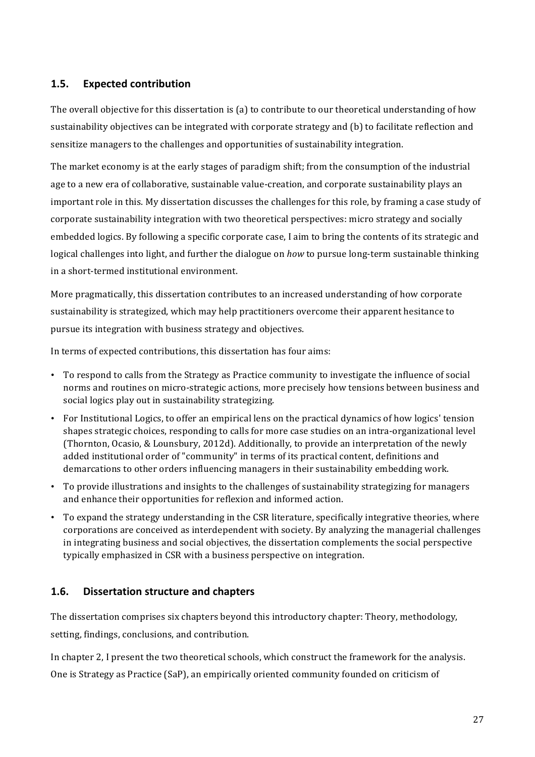## 1.5. Expected contribution

The overall objective for this dissertation is (a) to contribute to our theoretical understanding of how sustainability objectives can be integrated with corporate strategy and (b) to facilitate reflection and sensitize managers to the challenges and opportunities of sustainability integration.

The market economy is at the early stages of paradigm shift; from the consumption of the industrial age to a new era of collaborative, sustainable value-creation, and corporate sustainability plays an important role in this. My dissertation discusses the challenges for this role, by framing a case study of corporate sustainability integration with two theoretical perspectives: micro strategy and socially embedded logics. By following a specific corporate case, I aim to bring the contents of its strategic and logical challenges into light, and further the dialogue on *how* to pursue long-term sustainable thinking in a short-termed institutional environment.

More pragmatically, this dissertation contributes to an increased understanding of how corporate sustainability is strategized, which may help practitioners overcome their apparent hesitance to pursue its integration with business strategy and objectives.

In terms of expected contributions, this dissertation has four aims:

- To respond to calls from the Strategy as Practice community to investigate the influence of social norms and routines on micro-strategic actions, more precisely how tensions between business and social logics play out in sustainability strategizing.
- For Institutional Logics, to offer an empirical lens on the practical dynamics of how logics' tension shapes strategic choices, responding to calls for more case studies on an intra-organizational level (Thornton, Ocasio, & Lounsbury, 2012d). Additionally, to provide an interpretation of the newly added institutional order of "community" in terms of its practical content, definitions and demarcations to other orders influencing managers in their sustainability embedding work.
- To provide illustrations and insights to the challenges of sustainability strategizing for managers and enhance their opportunities for reflexion and informed action.
- To expand the strategy understanding in the CSR literature, specifically integrative theories, where corporations are conceived as interdependent with society. By analyzing the managerial challenges in integrating business and social objectives, the dissertation complements the social perspective typically emphasized in CSR with a business perspective on integration.

## 1.6. Dissertation structure and chapters

The dissertation comprises six chapters beyond this introductory chapter: Theory, methodology, setting, findings, conclusions, and contribution.

In chapter 2, I present the two theoretical schools, which construct the framework for the analysis. One is Strategy as Practice (SaP), an empirically oriented community founded on criticism of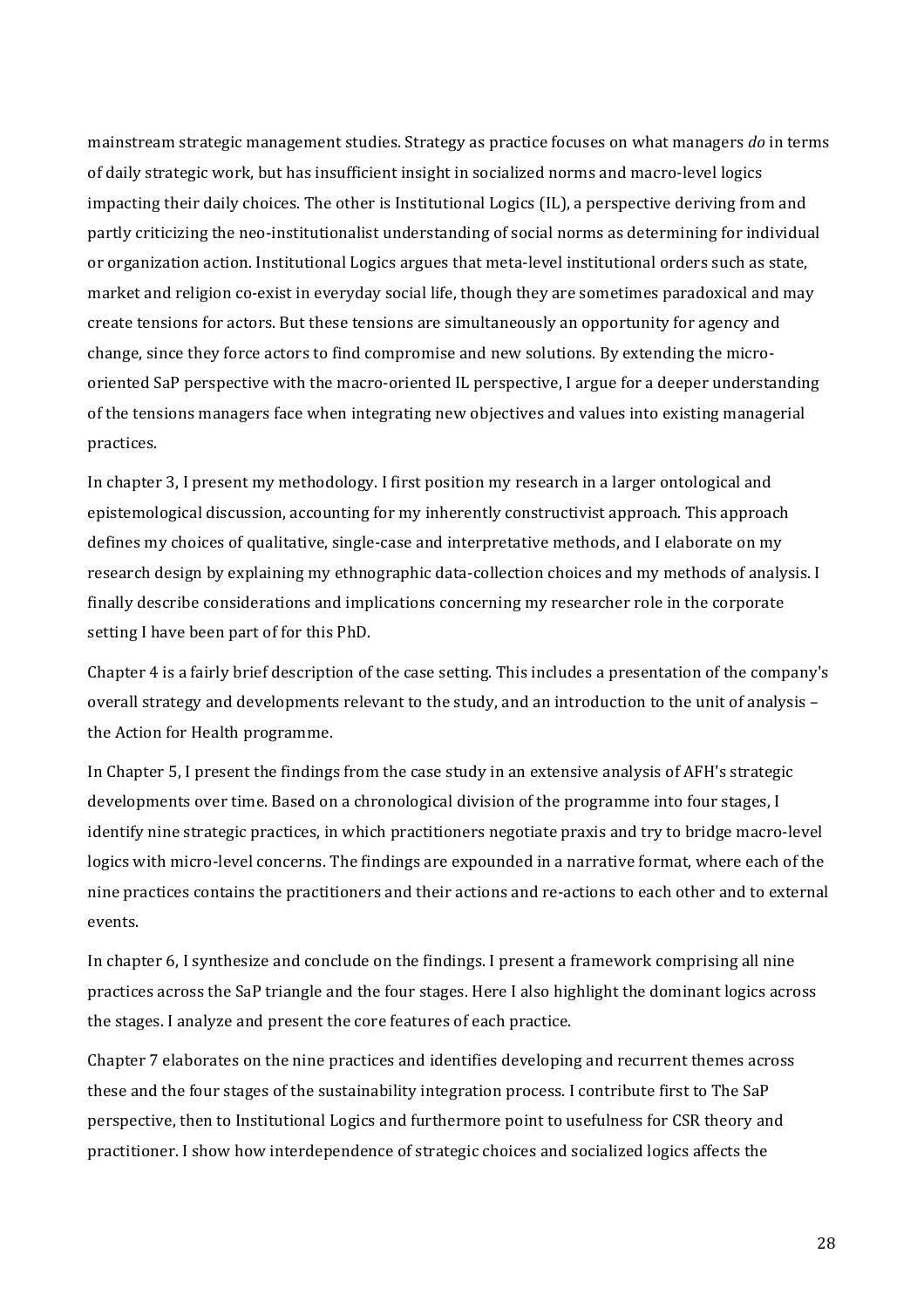mainstream strategic management studies. Strategy as practice focuses on what managers *do* in terms of daily strategic work, but has insufficient insight in socialized norms and macro-level logics impacting their daily choices. The other is Institutional Logics (IL), a perspective deriving from and partly criticizing the neo-institutionalist understanding of social norms as determining for individual or organization action. Institutional Logics argues that meta-level institutional orders such as state, market and religion co-exist in everyday social life, though they are sometimes paradoxical and may create tensions for actors. But these tensions are simultaneously an opportunity for agency and change, since they force actors to find compromise and new solutions. By extending the micro-oriented SaP perspective with the macro-oriented IL perspective, I argue for a deeper understanding of the tensions managers face when integrating new objectives and values into existing managerial practices.

In chapter 3, I present my methodology. I first position my research in a larger ontological and epistemological discussion, accounting for my inherently constructivist approach. This approach defines my choices of qualitative, single-case and interpretative methods, and I elaborate on my research design by explaining my ethnographic data-collection choices and my methods of analysis. I finally describe considerations and implications concerning my researcher role in the corporate setting I have been part of for this PhD.

Chapter 4 is a fairly brief description of the case setting. This includes a presentation of the company's overall strategy and developments relevant to the study, and an introduction to the unit of analysis – the Action for Health programme.

In Chapter 5, I present the findings from the case study in an extensive analysis of AFH's strategic developments over time. Based on a chronological division of the programme into four stages, I identify nine strategic practices, in which practitioners negotiate praxis and try to bridge macro-level logics with micro-level concerns. The findings are expounded in a narrative format, where each of the nine practices contains the practitioners and their actions and re-actions to each other and to external events.

In chapter 6, I synthesize and conclude on the findings. I present a framework comprising all nine practices across the SaP triangle and the four stages. Here I also highlight the dominant logics across the stages. I analyze and present the core features of each practice.

Chapter 7 elaborates on the nine practices and identifies developing and recurrent themes across these and the four stages of the sustainability integration process. I contribute first to The SaP perspective, then to Institutional Logics and furthermore point to usefulness for CSR theory and practitioner. I show how interdependence of strategic choices and socialized logics affects the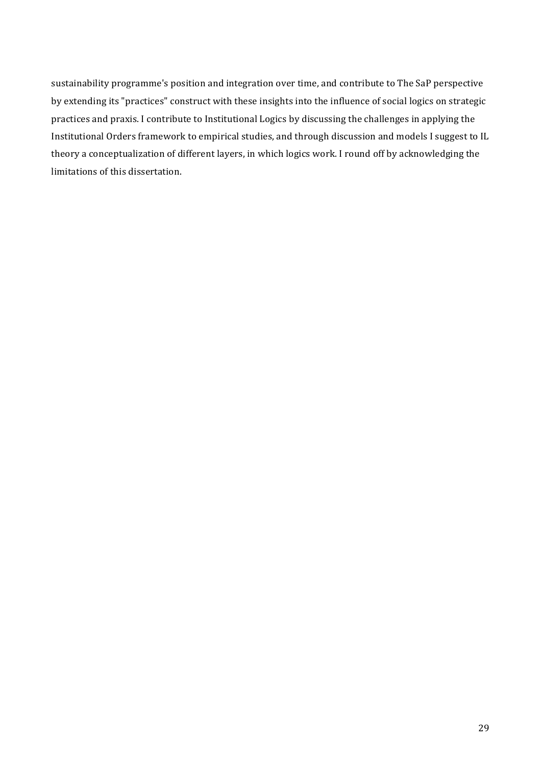sustainability programme's position and integration over time, and contribute to The SaP perspective by extending its "practices" construct with these insights into the influence of social logics on strategic practices and praxis. I contribute to Institutional Logics by discussing the challenges in applying the Institutional Orders framework to empirical studies, and through discussion and models I suggest to IL theory a conceptualization of different layers, in which logics work. I round off by acknowledging the limitations of this dissertation.